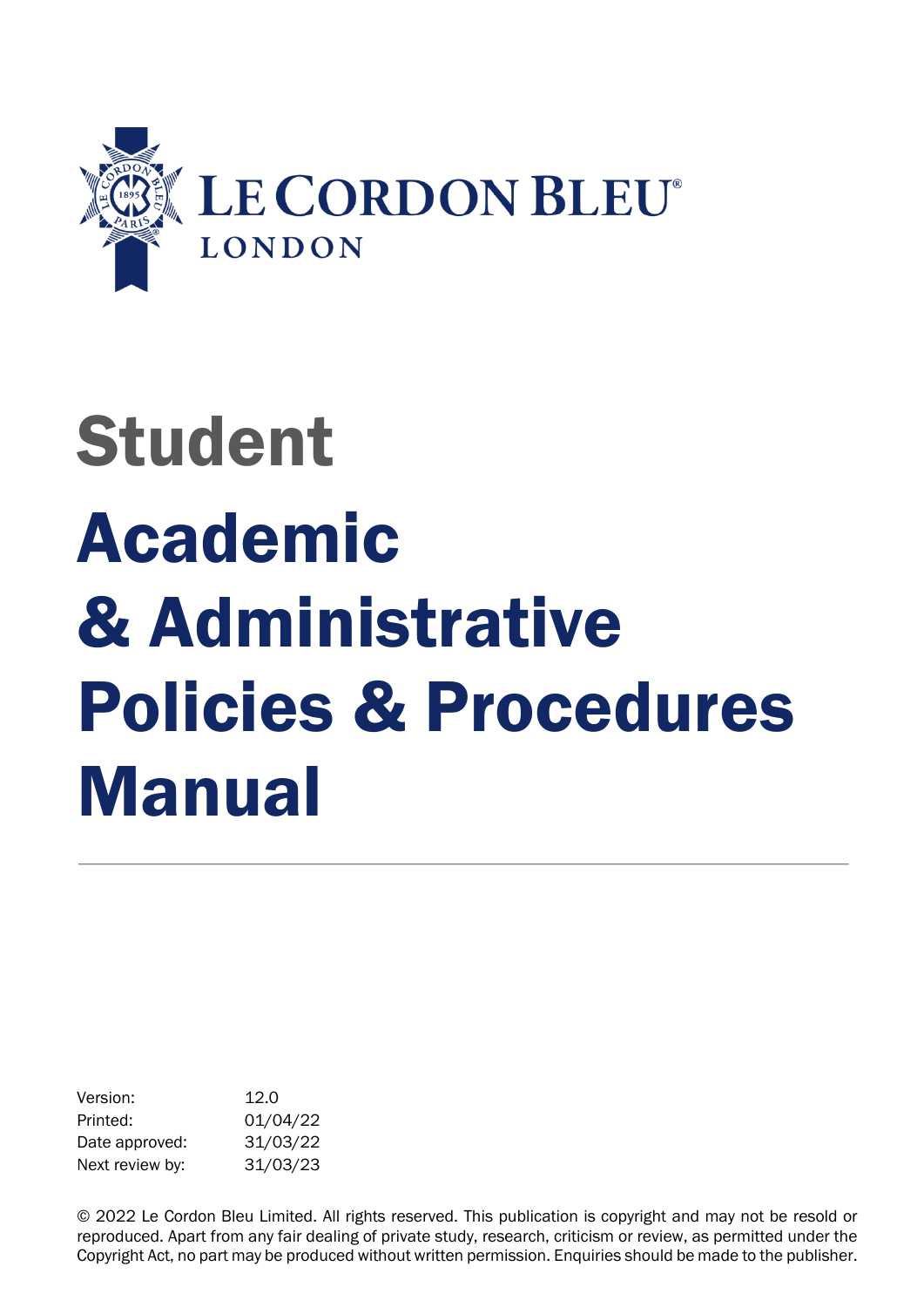LE CORDON BLEU
LONDON

# Student

# Academic & Administrative Policies & Procedures Manual

---

| | |
|---|---|
| Version: | 12.0 |
| Printed: | 01/04/22 |
| Date approved: | 31/03/22 |
| Next review by: | 31/03/23 |

© 2022 Le Cordon Bleu Limited. All rights reserved. This publication is copyright and may not be resold or reproduced. Apart from any fair dealing of private study, research, criticism or review, as permitted under the Copyright Act, no part may be produced without written permission. Enquiries should be made to the publisher.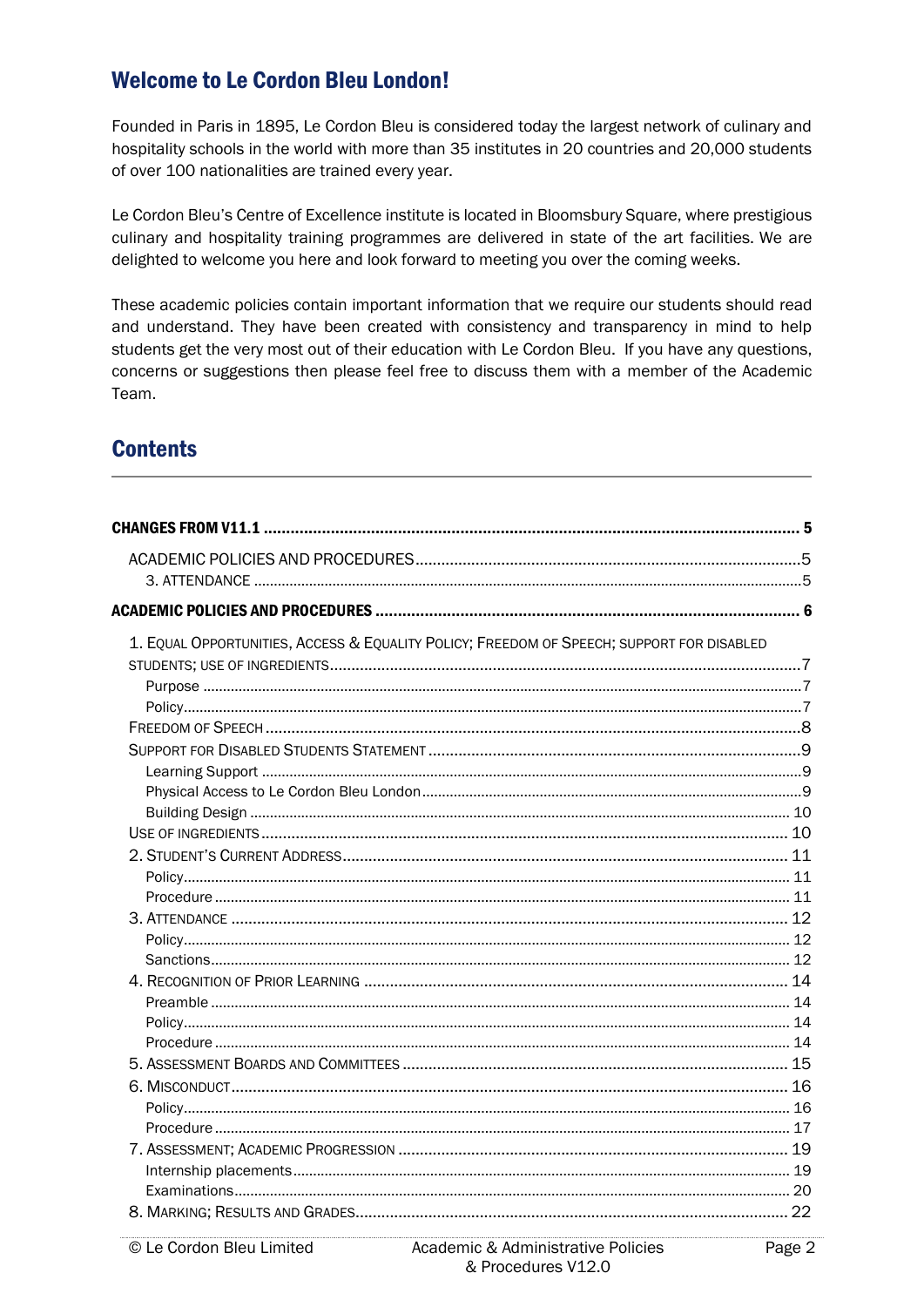## Welcome to Le Cordon Bleu London!

Founded in Paris in 1895, Le Cordon Bleu is considered today the largest network of culinary and hospitality schools in the world with more than 35 institutes in 20 countries and 20,000 students of over 100 nationalities are trained every year.

Le Cordon Bleu's Centre of Excellence institute is located in Bloomsbury Square, where prestigious culinary and hospitality training programmes are delivered in state of the art facilities. We are delighted to welcome you here and look forward to meeting you over the coming weeks.

These academic policies contain important information that we require our students should read and understand. They have been created with consistency and transparency in mind to help students get the very most out of their education with Le Cordon Bleu. If you have any questions, concerns or suggestions then please feel free to discuss them with a member of the Academic Team.

## Contents

**CHANGES FROM V11.1** ..... 5

- ACADEMIC POLICIES AND PROCEDURES ..... 5
  - 3. ATTENDANCE ..... 5

**ACADEMIC POLICIES AND PROCEDURES** ..... 6

- 1. EQUAL OPPORTUNITIES, ACCESS & EQUALITY POLICY; FREEDOM OF SPEECH; SUPPORT FOR DISABLED STUDENTS; USE OF INGREDIENTS ..... 7
  - Purpose ..... 7
  - Policy ..... 7
- FREEDOM OF SPEECH ..... 8
- SUPPORT FOR DISABLED STUDENTS STATEMENT ..... 9
  - Learning Support ..... 9
  - Physical Access to Le Cordon Bleu London ..... 9
  - Building Design ..... 10
- USE OF INGREDIENTS ..... 10
- 2. STUDENT'S CURRENT ADDRESS ..... 11
  - Policy ..... 11
  - Procedure ..... 11
- 3. ATTENDANCE ..... 12
  - Policy ..... 12
  - Sanctions ..... 12
- 4. RECOGNITION OF PRIOR LEARNING ..... 14
  - Preamble ..... 14
  - Policy ..... 14
  - Procedure ..... 14
- 5. ASSESSMENT BOARDS AND COMMITTEES ..... 15
- 6. MISCONDUCT ..... 16
  - Policy ..... 16
  - Procedure ..... 17
- 7. ASSESSMENT; ACADEMIC PROGRESSION ..... 19
  - Internship placements ..... 19
  - Examinations ..... 20
- 8. MARKING; RESULTS AND GRADES ..... 22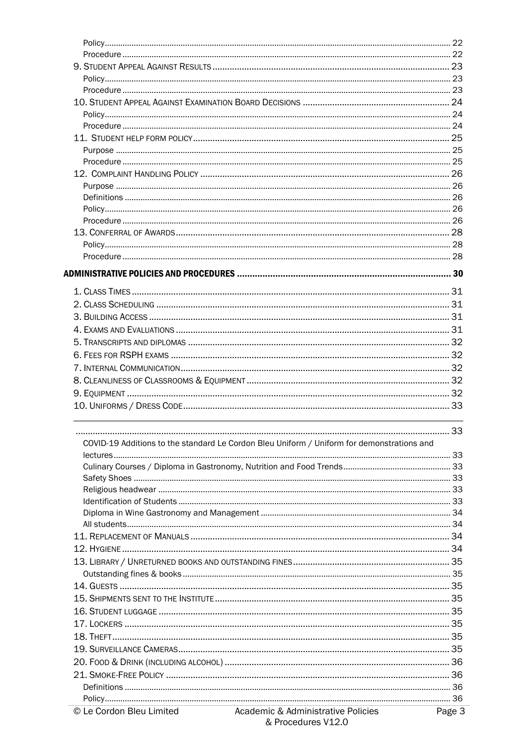Policy ........ 22
Procedure ........ 22
9. Student Appeal Against Results ........ 23
Policy ........ 23
Procedure ........ 23
10. Student Appeal Against Examination Board Decisions ........ 24
Policy ........ 24
Procedure ........ 24
11. Student help form policy ........ 25
Purpose ........ 25
Procedure ........ 25
12. Complaint Handling Policy ........ 26
Purpose ........ 26
Definitions ........ 26
Policy ........ 26
Procedure ........ 26
13. Conferral of Awards ........ 28
Policy ........ 28
Procedure ........ 28

**ADMINISTRATIVE POLICIES AND PROCEDURES ........ 30**

1. Class Times ........ 31
2. Class Scheduling ........ 31
3. Building Access ........ 31
4. Exams and Evaluations ........ 31
5. Transcripts and diplomas ........ 32
6. Fees for RSPH exams ........ 32
7. Internal Communication ........ 32
8. Cleanliness of Classrooms & Equipment ........ 32
9. Equipment ........ 32
10. Uniforms / Dress Code ........ 33

........ 33
COVID-19 Additions to the standard Le Cordon Bleu Uniform / Uniform for demonstrations and lectures ........ 33
Culinary Courses / Diploma in Gastronomy, Nutrition and Food Trends ........ 33
Safety Shoes ........ 33
Religious headwear ........ 33
Identification of Students ........ 33
Diploma in Wine Gastronomy and Management ........ 34
All students ........ 34
11. Replacement of Manuals ........ 34
12. Hygiene ........ 34
13. Library / Unreturned books and outstanding fines ........ 35
Outstanding fines & books ........ 35
14. Guests ........ 35
15. Shipments sent to the Institute ........ 35
16. Student luggage ........ 35
17. Lockers ........ 35
18. Theft ........ 35
19. Surveillance Cameras ........ 35
20. Food & Drink (including alcohol) ........ 36
21. Smoke-Free Policy ........ 36
Definitions ........ 36
Policy ........ 36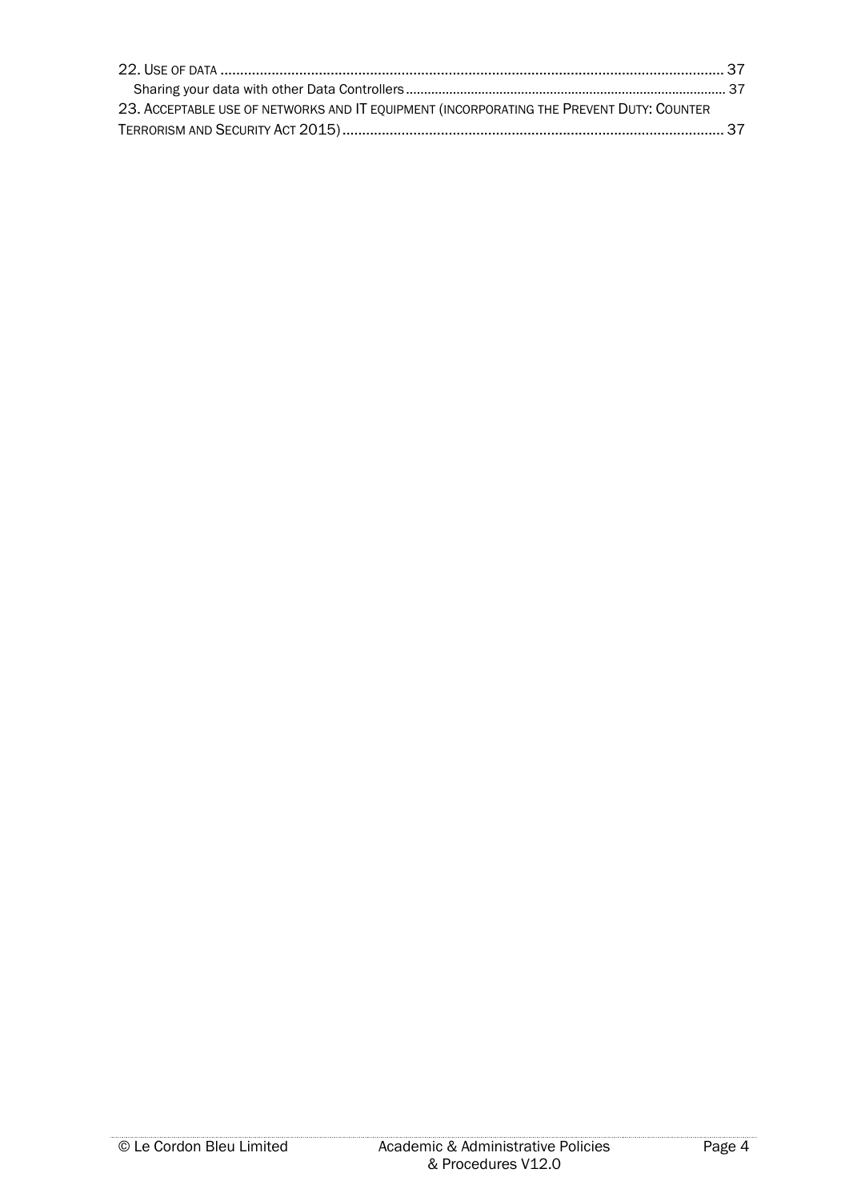22. USE OF DATA ..... 37

Sharing your data with other Data Controllers ..... 37

23. ACCEPTABLE USE OF NETWORKS AND IT EQUIPMENT (INCORPORATING THE PREVENT DUTY: COUNTER TERRORISM AND SECURITY ACT 2015) ..... 37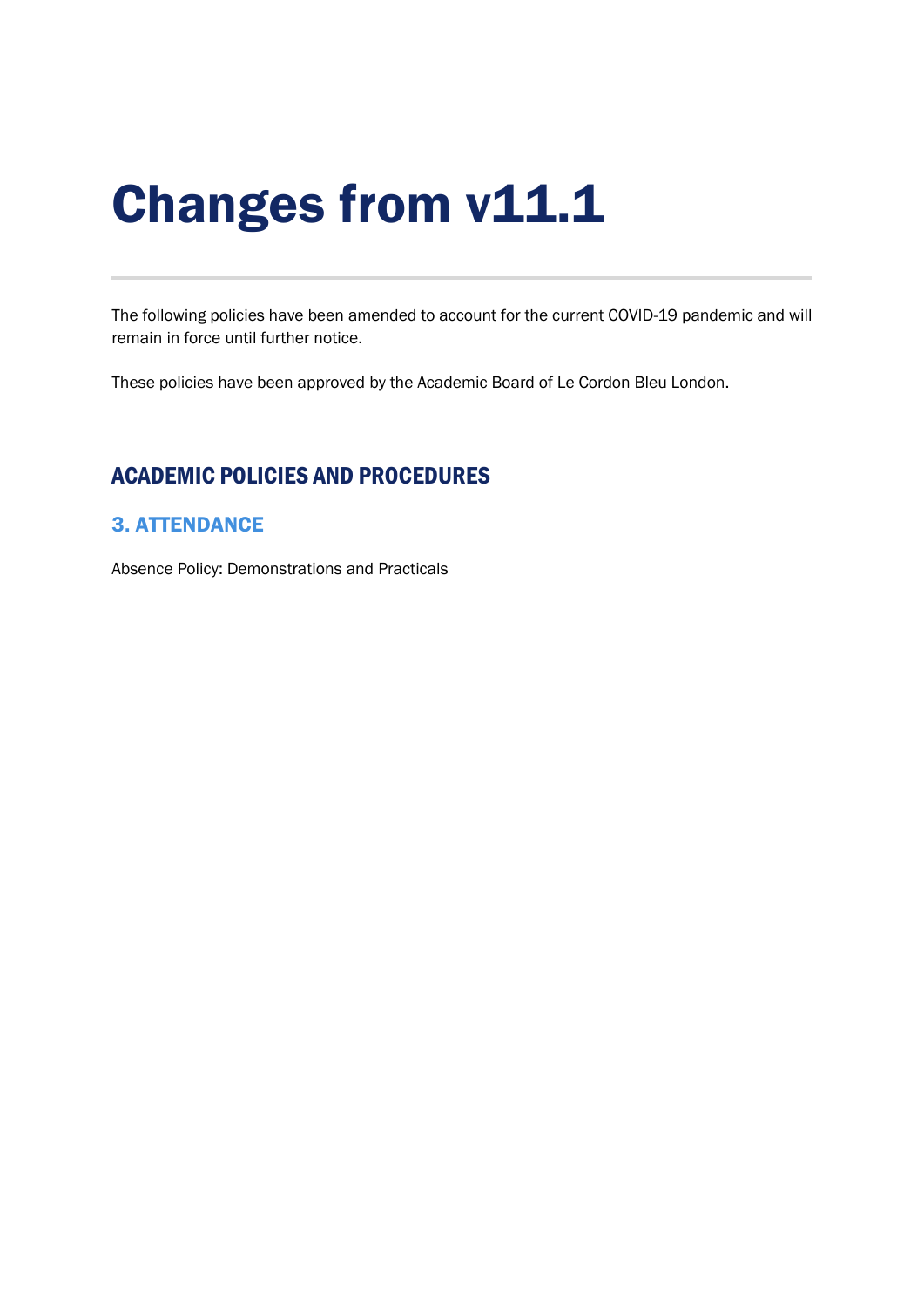# Changes from v11.1

The following policies have been amended to account for the current COVID-19 pandemic and will remain in force until further notice.

These policies have been approved by the Academic Board of Le Cordon Bleu London.

## ACADEMIC POLICIES AND PROCEDURES

### 3. ATTENDANCE

Absence Policy: Demonstrations and Practicals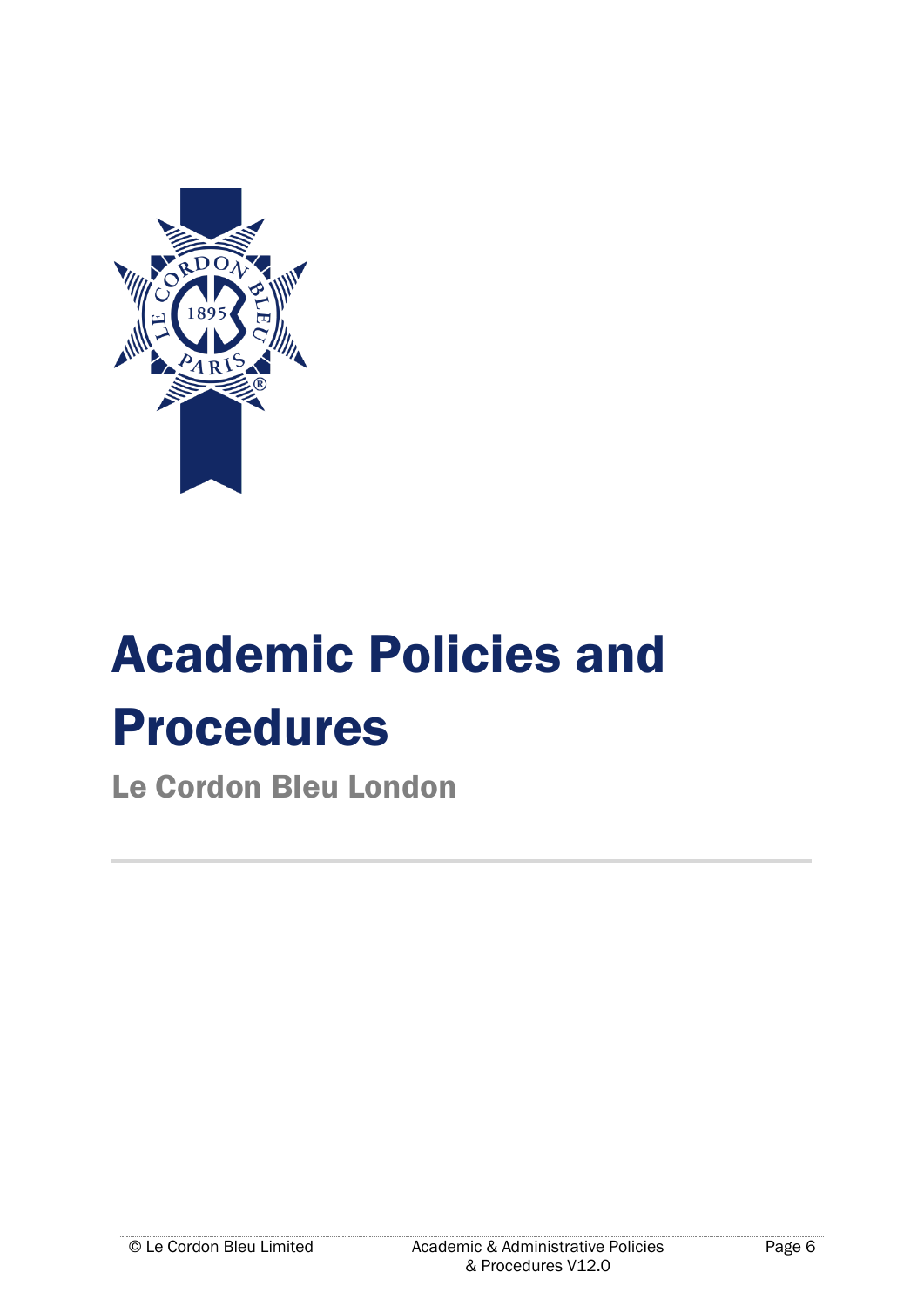# Academic Policies and Procedures

## Le Cordon Bleu London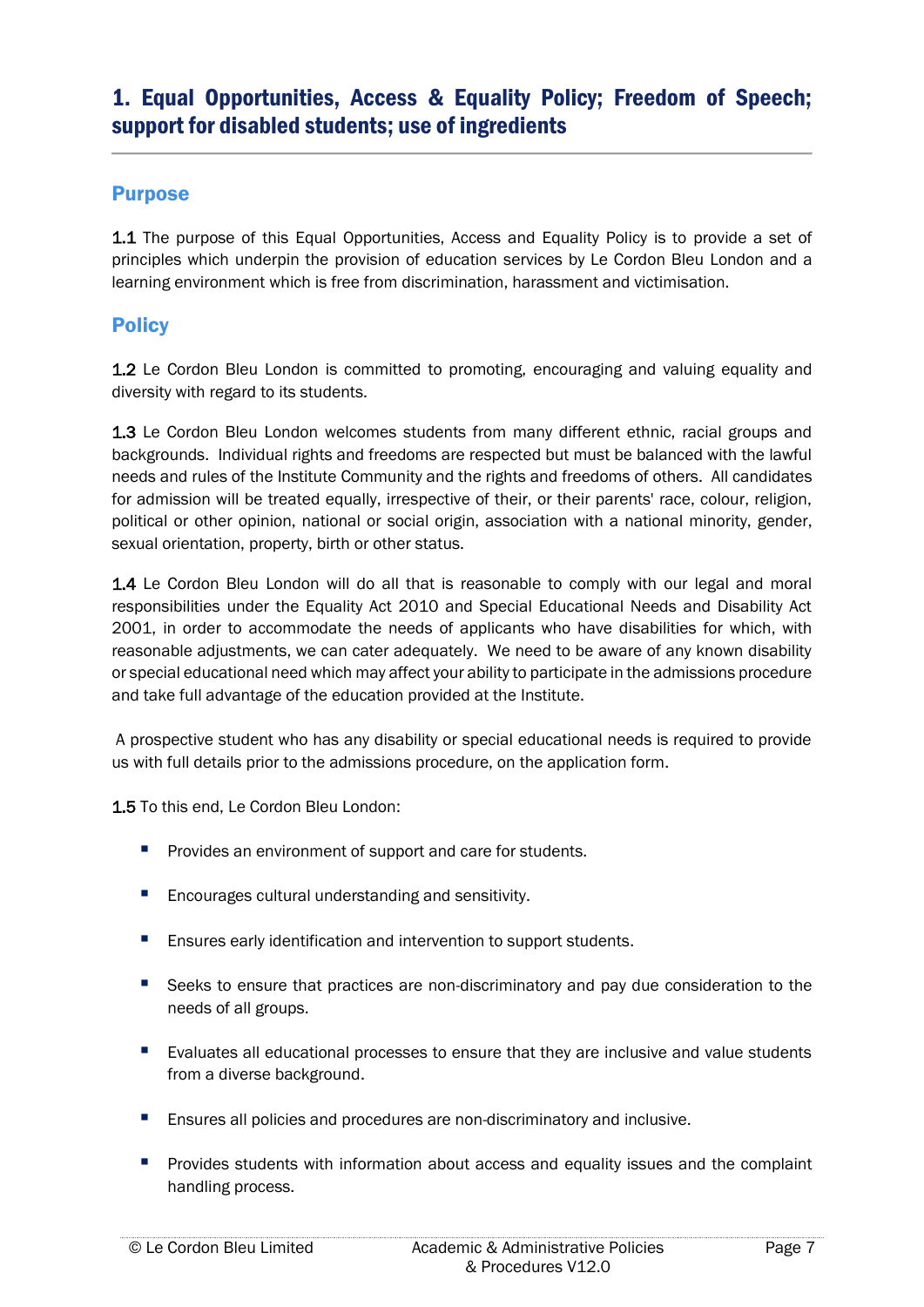# 1. Equal Opportunities, Access & Equality Policy; Freedom of Speech; support for disabled students; use of ingredients

## Purpose

**1.1** The purpose of this Equal Opportunities, Access and Equality Policy is to provide a set of principles which underpin the provision of education services by Le Cordon Bleu London and a learning environment which is free from discrimination, harassment and victimisation.

## Policy

**1.2** Le Cordon Bleu London is committed to promoting, encouraging and valuing equality and diversity with regard to its students.

**1.3** Le Cordon Bleu London welcomes students from many different ethnic, racial groups and backgrounds. Individual rights and freedoms are respected but must be balanced with the lawful needs and rules of the Institute Community and the rights and freedoms of others. All candidates for admission will be treated equally, irrespective of their, or their parents' race, colour, religion, political or other opinion, national or social origin, association with a national minority, gender, sexual orientation, property, birth or other status.

**1.4** Le Cordon Bleu London will do all that is reasonable to comply with our legal and moral responsibilities under the Equality Act 2010 and Special Educational Needs and Disability Act 2001, in order to accommodate the needs of applicants who have disabilities for which, with reasonable adjustments, we can cater adequately. We need to be aware of any known disability or special educational need which may affect your ability to participate in the admissions procedure and take full advantage of the education provided at the Institute.

A prospective student who has any disability or special educational needs is required to provide us with full details prior to the admissions procedure, on the application form.

**1.5** To this end, Le Cordon Bleu London:

- Provides an environment of support and care for students.
- Encourages cultural understanding and sensitivity.
- Ensures early identification and intervention to support students.
- Seeks to ensure that practices are non-discriminatory and pay due consideration to the needs of all groups.
- Evaluates all educational processes to ensure that they are inclusive and value students from a diverse background.
- Ensures all policies and procedures are non-discriminatory and inclusive.
- Provides students with information about access and equality issues and the complaint handling process.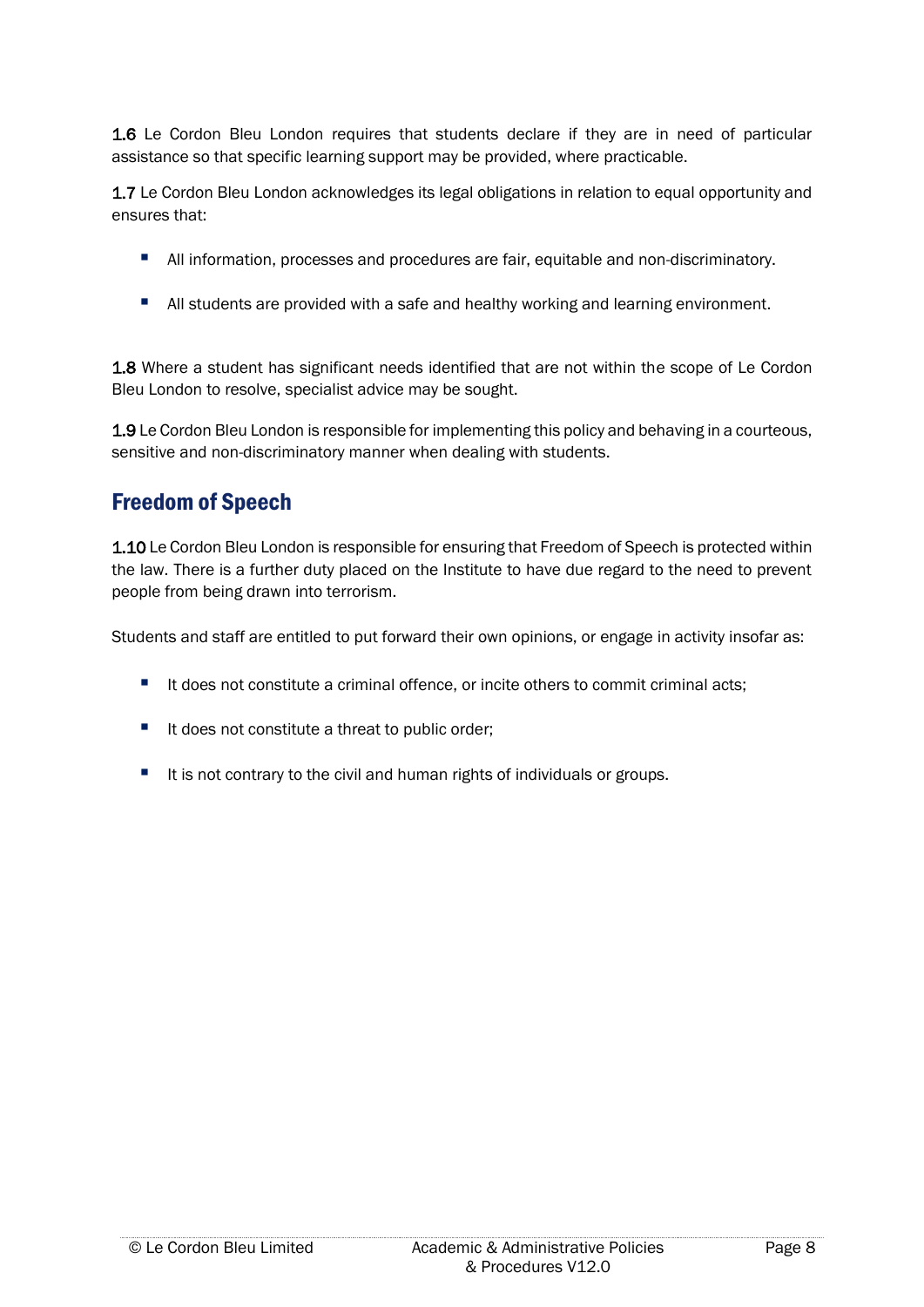**1.6** Le Cordon Bleu London requires that students declare if they are in need of particular assistance so that specific learning support may be provided, where practicable.

**1.7** Le Cordon Bleu London acknowledges its legal obligations in relation to equal opportunity and ensures that:

- All information, processes and procedures are fair, equitable and non-discriminatory.
- All students are provided with a safe and healthy working and learning environment.

**1.8** Where a student has significant needs identified that are not within the scope of Le Cordon Bleu London to resolve, specialist advice may be sought.

**1.9** Le Cordon Bleu London is responsible for implementing this policy and behaving in a courteous, sensitive and non-discriminatory manner when dealing with students.

## Freedom of Speech

**1.10** Le Cordon Bleu London is responsible for ensuring that Freedom of Speech is protected within the law. There is a further duty placed on the Institute to have due regard to the need to prevent people from being drawn into terrorism.

Students and staff are entitled to put forward their own opinions, or engage in activity insofar as:

- It does not constitute a criminal offence, or incite others to commit criminal acts;
- It does not constitute a threat to public order;
- It is not contrary to the civil and human rights of individuals or groups.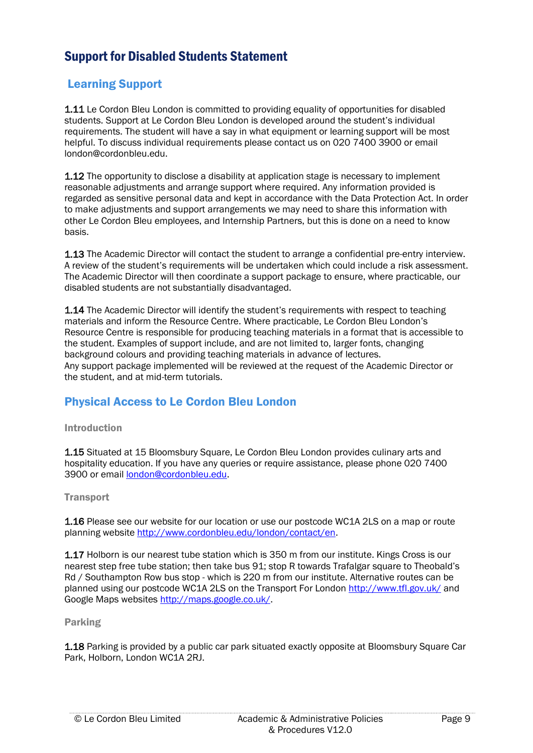# Support for Disabled Students Statement

## Learning Support

**1.11** Le Cordon Bleu London is committed to providing equality of opportunities for disabled students. Support at Le Cordon Bleu London is developed around the student's individual requirements. The student will have a say in what equipment or learning support will be most helpful. To discuss individual requirements please contact us on 020 7400 3900 or email london@cordonbleu.edu.

**1.12** The opportunity to disclose a disability at application stage is necessary to implement reasonable adjustments and arrange support where required. Any information provided is regarded as sensitive personal data and kept in accordance with the Data Protection Act. In order to make adjustments and support arrangements we may need to share this information with other Le Cordon Bleu employees, and Internship Partners, but this is done on a need to know basis.

**1.13** The Academic Director will contact the student to arrange a confidential pre-entry interview. A review of the student's requirements will be undertaken which could include a risk assessment. The Academic Director will then coordinate a support package to ensure, where practicable, our disabled students are not substantially disadvantaged.

**1.14** The Academic Director will identify the student's requirements with respect to teaching materials and inform the Resource Centre. Where practicable, Le Cordon Bleu London's Resource Centre is responsible for producing teaching materials in a format that is accessible to the student. Examples of support include, and are not limited to, larger fonts, changing background colours and providing teaching materials in advance of lectures.
Any support package implemented will be reviewed at the request of the Academic Director or the student, and at mid-term tutorials.

## Physical Access to Le Cordon Bleu London

### Introduction

**1.15** Situated at 15 Bloomsbury Square, Le Cordon Bleu London provides culinary arts and hospitality education. If you have any queries or require assistance, please phone 020 7400 3900 or email london@cordonbleu.edu.

### Transport

**1.16** Please see our website for our location or use our postcode WC1A 2LS on a map or route planning website http://www.cordonbleu.edu/london/contact/en.

**1.17** Holborn is our nearest tube station which is 350 m from our institute. Kings Cross is our nearest step free tube station; then take bus 91; stop R towards Trafalgar square to Theobald's Rd / Southampton Row bus stop - which is 220 m from our institute. Alternative routes can be planned using our postcode WC1A 2LS on the Transport For London http://www.tfl.gov.uk/ and Google Maps websites http://maps.google.co.uk/.

### Parking

**1.18** Parking is provided by a public car park situated exactly opposite at Bloomsbury Square Car Park, Holborn, London WC1A 2RJ.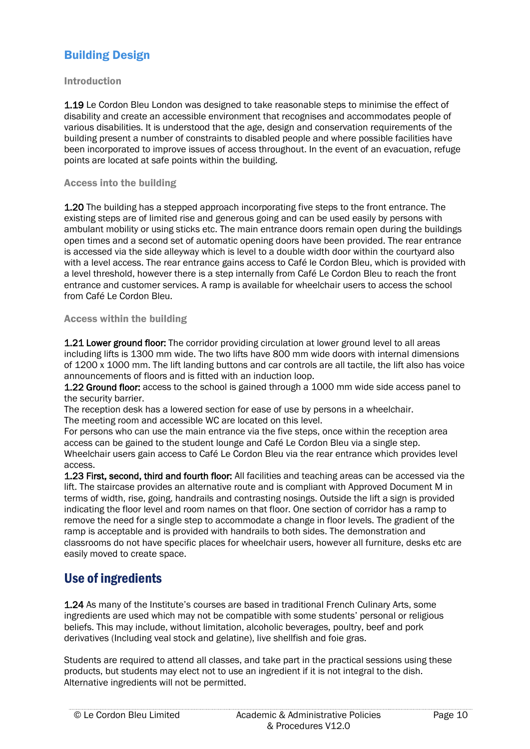## Building Design

### Introduction

**1.19** Le Cordon Bleu London was designed to take reasonable steps to minimise the effect of disability and create an accessible environment that recognises and accommodates people of various disabilities. It is understood that the age, design and conservation requirements of the building present a number of constraints to disabled people and where possible facilities have been incorporated to improve issues of access throughout. In the event of an evacuation, refuge points are located at safe points within the building.

### Access into the building

**1.20** The building has a stepped approach incorporating five steps to the front entrance. The existing steps are of limited rise and generous going and can be used easily by persons with ambulant mobility or using sticks etc. The main entrance doors remain open during the buildings open times and a second set of automatic opening doors have been provided. The rear entrance is accessed via the side alleyway which is level to a double width door within the courtyard also with a level access. The rear entrance gains access to Café le Cordon Bleu, which is provided with a level threshold, however there is a step internally from Café Le Cordon Bleu to reach the front entrance and customer services. A ramp is available for wheelchair users to access the school from Café Le Cordon Bleu.

### Access within the building

**1.21 Lower ground floor:** The corridor providing circulation at lower ground level to all areas including lifts is 1300 mm wide. The two lifts have 800 mm wide doors with internal dimensions of 1200 x 1000 mm. The lift landing buttons and car controls are all tactile, the lift also has voice announcements of floors and is fitted with an induction loop.
**1.22 Ground floor:** access to the school is gained through a 1000 mm wide side access panel to the security barrier.
The reception desk has a lowered section for ease of use by persons in a wheelchair.
The meeting room and accessible WC are located on this level.
For persons who can use the main entrance via the five steps, once within the reception area access can be gained to the student lounge and Café Le Cordon Bleu via a single step.
Wheelchair users gain access to Café Le Cordon Bleu via the rear entrance which provides level access.
**1.23 First, second, third and fourth floor:** All facilities and teaching areas can be accessed via the lift. The staircase provides an alternative route and is compliant with Approved Document M in terms of width, rise, going, handrails and contrasting nosings. Outside the lift a sign is provided indicating the floor level and room names on that floor. One section of corridor has a ramp to remove the need for a single step to accommodate a change in floor levels. The gradient of the ramp is acceptable and is provided with handrails to both sides. The demonstration and classrooms do not have specific places for wheelchair users, however all furniture, desks etc are easily moved to create space.

## Use of ingredients

**1.24** As many of the Institute's courses are based in traditional French Culinary Arts, some ingredients are used which may not be compatible with some students' personal or religious beliefs. This may include, without limitation, alcoholic beverages, poultry, beef and pork derivatives (Including veal stock and gelatine), live shellfish and foie gras.

Students are required to attend all classes, and take part in the practical sessions using these products, but students may elect not to use an ingredient if it is not integral to the dish. Alternative ingredients will not be permitted.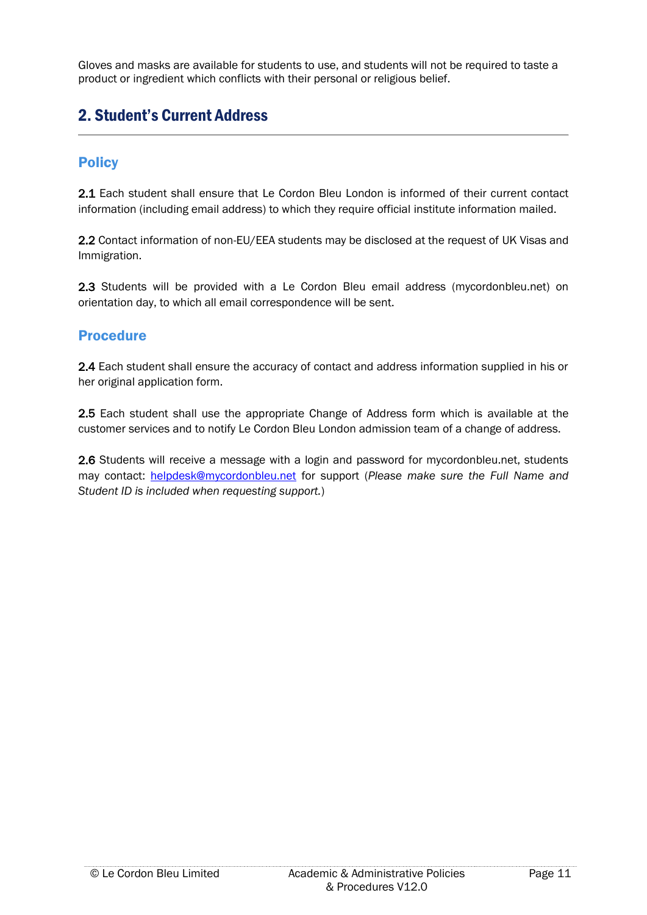Gloves and masks are available for students to use, and students will not be required to taste a product or ingredient which conflicts with their personal or religious belief.

## 2. Student's Current Address

### Policy

**2.1** Each student shall ensure that Le Cordon Bleu London is informed of their current contact information (including email address) to which they require official institute information mailed.

**2.2** Contact information of non-EU/EEA students may be disclosed at the request of UK Visas and Immigration.

**2.3** Students will be provided with a Le Cordon Bleu email address (mycordonbleu.net) on orientation day, to which all email correspondence will be sent.

### Procedure

**2.4** Each student shall ensure the accuracy of contact and address information supplied in his or her original application form.

**2.5** Each student shall use the appropriate Change of Address form which is available at the customer services and to notify Le Cordon Bleu London admission team of a change of address.

**2.6** Students will receive a message with a login and password for mycordonbleu.net, students may contact: helpdesk@mycordonbleu.net for support (*Please make sure the Full Name and Student ID is included when requesting support.*)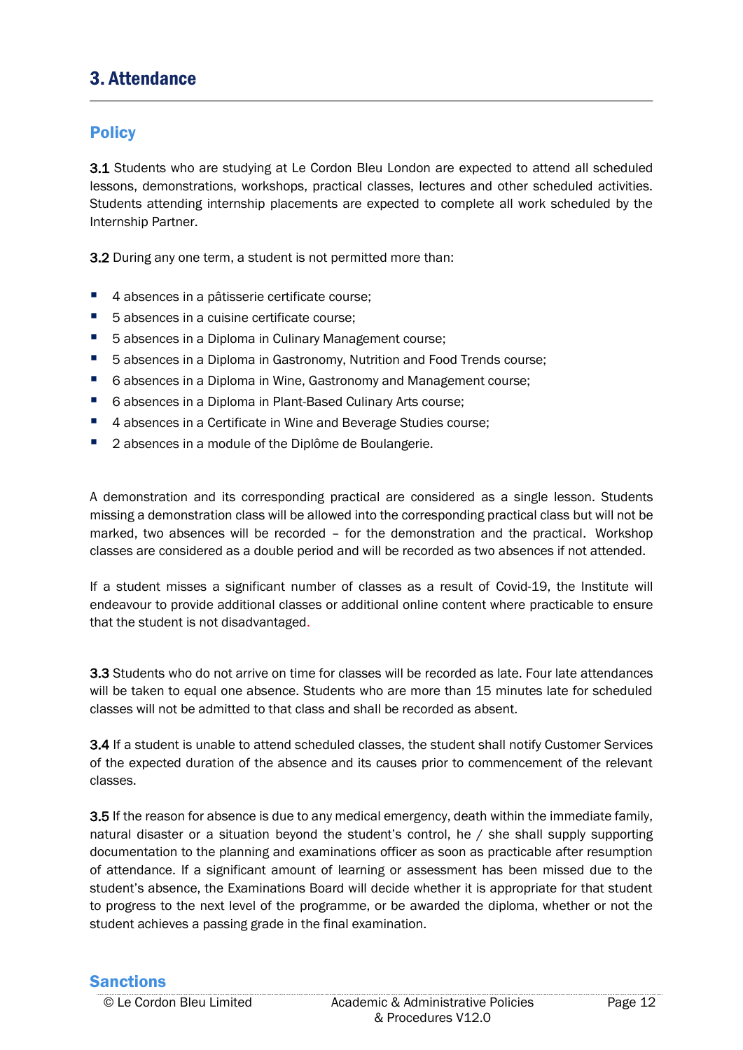## 3. Attendance

### Policy

**3.1** Students who are studying at Le Cordon Bleu London are expected to attend all scheduled lessons, demonstrations, workshops, practical classes, lectures and other scheduled activities. Students attending internship placements are expected to complete all work scheduled by the Internship Partner.

**3.2** During any one term, a student is not permitted more than:

- 4 absences in a pâtisserie certificate course;
- 5 absences in a cuisine certificate course;
- 5 absences in a Diploma in Culinary Management course;
- 5 absences in a Diploma in Gastronomy, Nutrition and Food Trends course;
- 6 absences in a Diploma in Wine, Gastronomy and Management course;
- 6 absences in a Diploma in Plant-Based Culinary Arts course;
- 4 absences in a Certificate in Wine and Beverage Studies course;
- 2 absences in a module of the Diplôme de Boulangerie.

A demonstration and its corresponding practical are considered as a single lesson. Students missing a demonstration class will be allowed into the corresponding practical class but will not be marked, two absences will be recorded – for the demonstration and the practical. Workshop classes are considered as a double period and will be recorded as two absences if not attended.

If a student misses a significant number of classes as a result of Covid-19, the Institute will endeavour to provide additional classes or additional online content where practicable to ensure that the student is not disadvantaged.

**3.3** Students who do not arrive on time for classes will be recorded as late. Four late attendances will be taken to equal one absence. Students who are more than 15 minutes late for scheduled classes will not be admitted to that class and shall be recorded as absent.

**3.4** If a student is unable to attend scheduled classes, the student shall notify Customer Services of the expected duration of the absence and its causes prior to commencement of the relevant classes.

**3.5** If the reason for absence is due to any medical emergency, death within the immediate family, natural disaster or a situation beyond the student's control, he / she shall supply supporting documentation to the planning and examinations officer as soon as practicable after resumption of attendance. If a significant amount of learning or assessment has been missed due to the student's absence, the Examinations Board will decide whether it is appropriate for that student to progress to the next level of the programme, or be awarded the diploma, whether or not the student achieves a passing grade in the final examination.

### Sanctions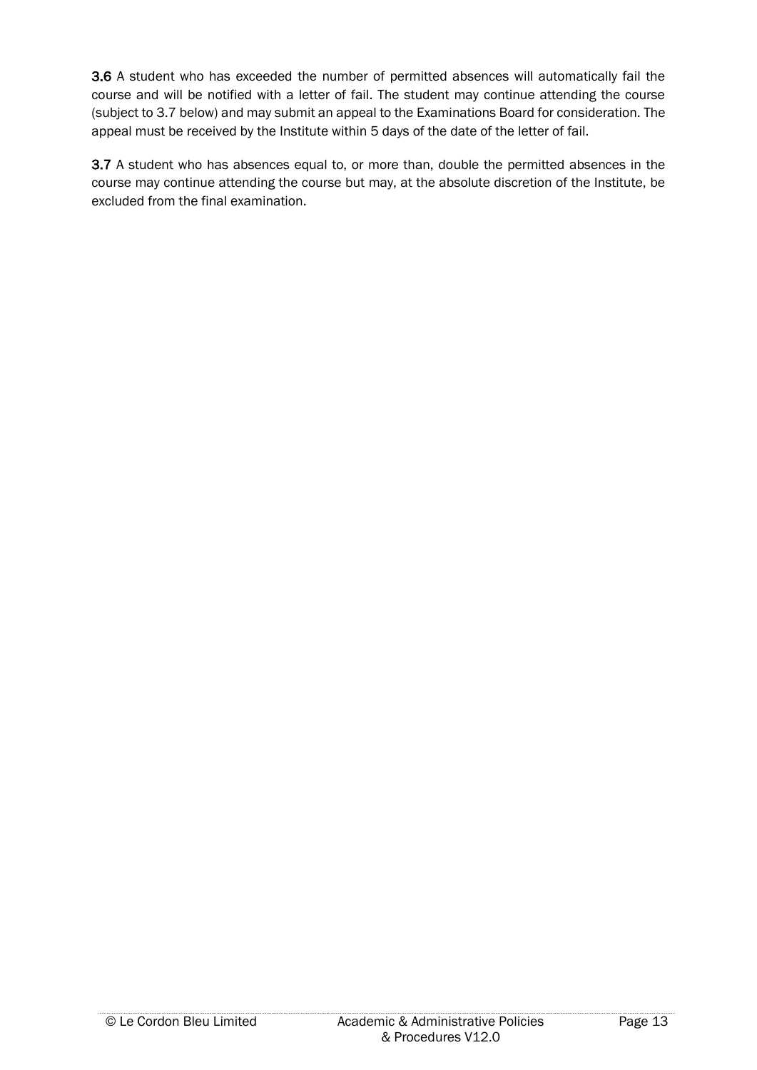**3.6** A student who has exceeded the number of permitted absences will automatically fail the course and will be notified with a letter of fail. The student may continue attending the course (subject to 3.7 below) and may submit an appeal to the Examinations Board for consideration. The appeal must be received by the Institute within 5 days of the date of the letter of fail.

**3.7** A student who has absences equal to, or more than, double the permitted absences in the course may continue attending the course but may, at the absolute discretion of the Institute, be excluded from the final examination.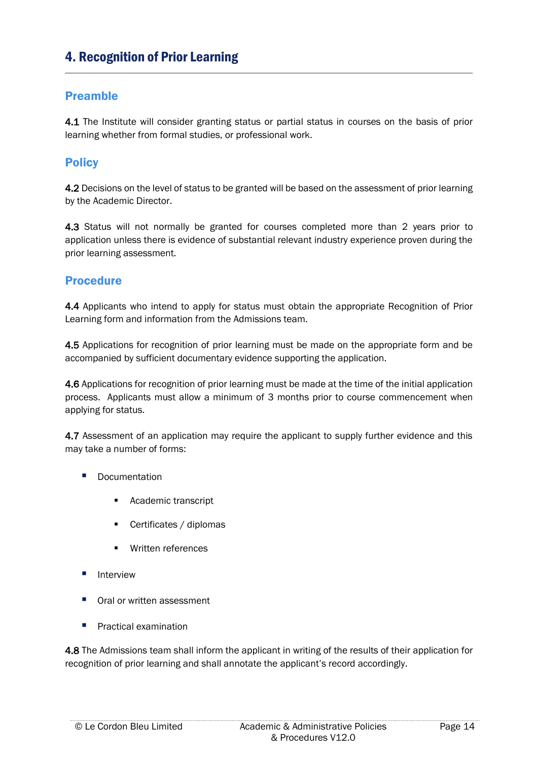# 4. Recognition of Prior Learning

## Preamble

**4.1** The Institute will consider granting status or partial status in courses on the basis of prior learning whether from formal studies, or professional work.

## Policy

**4.2** Decisions on the level of status to be granted will be based on the assessment of prior learning by the Academic Director.

**4.3** Status will not normally be granted for courses completed more than 2 years prior to application unless there is evidence of substantial relevant industry experience proven during the prior learning assessment.

## Procedure

**4.4** Applicants who intend to apply for status must obtain the appropriate Recognition of Prior Learning form and information from the Admissions team.

**4.5** Applications for recognition of prior learning must be made on the appropriate form and be accompanied by sufficient documentary evidence supporting the application.

**4.6** Applications for recognition of prior learning must be made at the time of the initial application process. Applicants must allow a minimum of 3 months prior to course commencement when applying for status.

**4.7** Assessment of an application may require the applicant to supply further evidence and this may take a number of forms:

- Documentation
  - Academic transcript
  - Certificates / diplomas
  - Written references
- Interview
- Oral or written assessment
- Practical examination

**4.8** The Admissions team shall inform the applicant in writing of the results of their application for recognition of prior learning and shall annotate the applicant's record accordingly.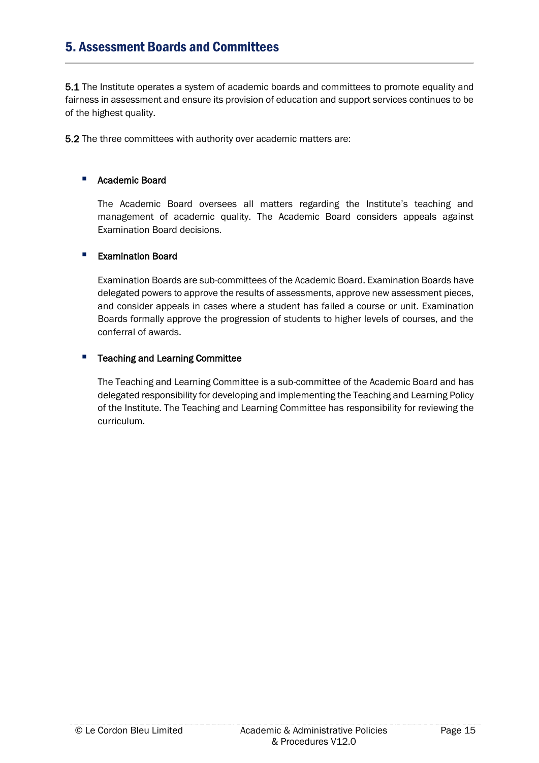## 5. Assessment Boards and Committees

**5.1** The Institute operates a system of academic boards and committees to promote equality and fairness in assessment and ensure its provision of education and support services continues to be of the highest quality.

**5.2** The three committees with authority over academic matters are:

- **Academic Board**

  The Academic Board oversees all matters regarding the Institute's teaching and management of academic quality. The Academic Board considers appeals against Examination Board decisions.

- **Examination Board**

  Examination Boards are sub-committees of the Academic Board. Examination Boards have delegated powers to approve the results of assessments, approve new assessment pieces, and consider appeals in cases where a student has failed a course or unit. Examination Boards formally approve the progression of students to higher levels of courses, and the conferral of awards.

- **Teaching and Learning Committee**

  The Teaching and Learning Committee is a sub-committee of the Academic Board and has delegated responsibility for developing and implementing the Teaching and Learning Policy of the Institute. The Teaching and Learning Committee has responsibility for reviewing the curriculum.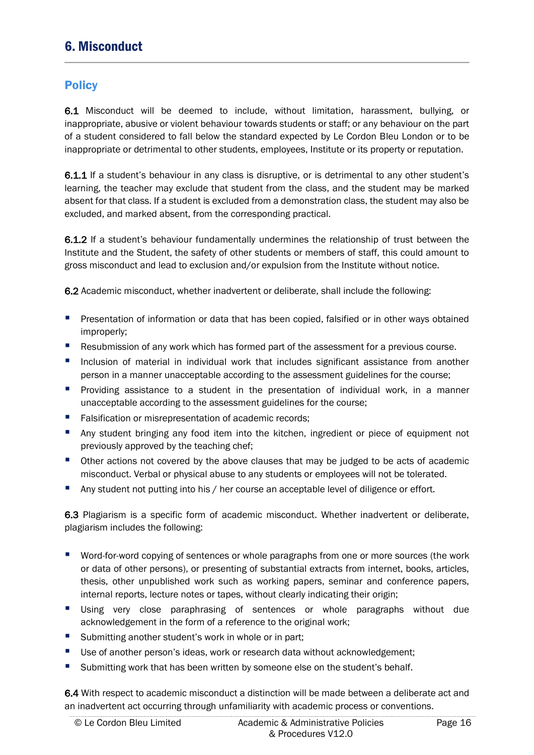## 6. Misconduct

### Policy

**6.1** Misconduct will be deemed to include, without limitation, harassment, bullying, or inappropriate, abusive or violent behaviour towards students or staff; or any behaviour on the part of a student considered to fall below the standard expected by Le Cordon Bleu London or to be inappropriate or detrimental to other students, employees, Institute or its property or reputation.

**6.1.1** If a student's behaviour in any class is disruptive, or is detrimental to any other student's learning, the teacher may exclude that student from the class, and the student may be marked absent for that class. If a student is excluded from a demonstration class, the student may also be excluded, and marked absent, from the corresponding practical.

**6.1.2** If a student's behaviour fundamentally undermines the relationship of trust between the Institute and the Student, the safety of other students or members of staff, this could amount to gross misconduct and lead to exclusion and/or expulsion from the Institute without notice.

**6.2** Academic misconduct, whether inadvertent or deliberate, shall include the following:

- Presentation of information or data that has been copied, falsified or in other ways obtained improperly;
- Resubmission of any work which has formed part of the assessment for a previous course.
- Inclusion of material in individual work that includes significant assistance from another person in a manner unacceptable according to the assessment guidelines for the course;
- Providing assistance to a student in the presentation of individual work, in a manner unacceptable according to the assessment guidelines for the course;
- Falsification or misrepresentation of academic records;
- Any student bringing any food item into the kitchen, ingredient or piece of equipment not previously approved by the teaching chef;
- Other actions not covered by the above clauses that may be judged to be acts of academic misconduct. Verbal or physical abuse to any students or employees will not be tolerated.
- Any student not putting into his / her course an acceptable level of diligence or effort.

**6.3** Plagiarism is a specific form of academic misconduct. Whether inadvertent or deliberate, plagiarism includes the following:

- Word-for-word copying of sentences or whole paragraphs from one or more sources (the work or data of other persons), or presenting of substantial extracts from internet, books, articles, thesis, other unpublished work such as working papers, seminar and conference papers, internal reports, lecture notes or tapes, without clearly indicating their origin;
- Using very close paraphrasing of sentences or whole paragraphs without due acknowledgement in the form of a reference to the original work;
- Submitting another student's work in whole or in part;
- Use of another person's ideas, work or research data without acknowledgement;
- Submitting work that has been written by someone else on the student's behalf.

**6.4** With respect to academic misconduct a distinction will be made between a deliberate act and an inadvertent act occurring through unfamiliarity with academic process or conventions.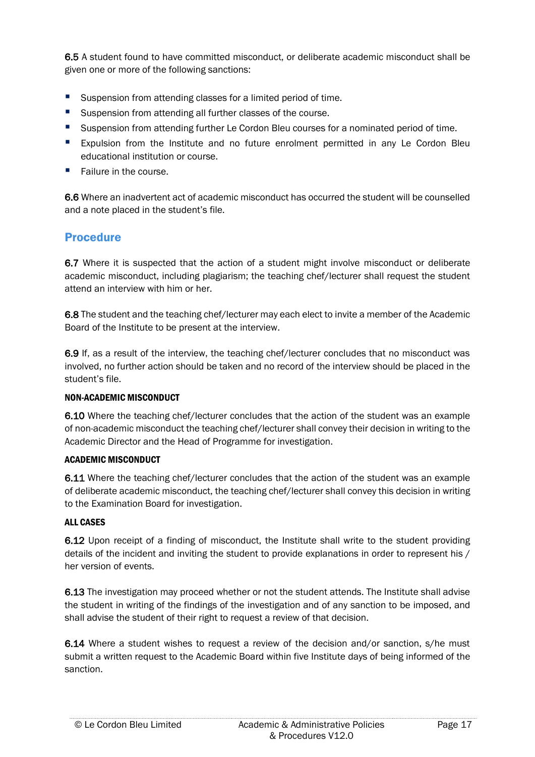**6.5** A student found to have committed misconduct, or deliberate academic misconduct shall be given one or more of the following sanctions:

- Suspension from attending classes for a limited period of time.
- Suspension from attending all further classes of the course.
- Suspension from attending further Le Cordon Bleu courses for a nominated period of time.
- Expulsion from the Institute and no future enrolment permitted in any Le Cordon Bleu educational institution or course.
- Failure in the course.

**6.6** Where an inadvertent act of academic misconduct has occurred the student will be counselled and a note placed in the student's file.

## Procedure

**6.7** Where it is suspected that the action of a student might involve misconduct or deliberate academic misconduct, including plagiarism; the teaching chef/lecturer shall request the student attend an interview with him or her.

**6.8** The student and the teaching chef/lecturer may each elect to invite a member of the Academic Board of the Institute to be present at the interview.

**6.9** If, as a result of the interview, the teaching chef/lecturer concludes that no misconduct was involved, no further action should be taken and no record of the interview should be placed in the student's file.

**NON-ACADEMIC MISCONDUCT**

**6.10** Where the teaching chef/lecturer concludes that the action of the student was an example of non-academic misconduct the teaching chef/lecturer shall convey their decision in writing to the Academic Director and the Head of Programme for investigation.

**ACADEMIC MISCONDUCT**

**6.11** Where the teaching chef/lecturer concludes that the action of the student was an example of deliberate academic misconduct, the teaching chef/lecturer shall convey this decision in writing to the Examination Board for investigation.

**ALL CASES**

**6.12** Upon receipt of a finding of misconduct, the Institute shall write to the student providing details of the incident and inviting the student to provide explanations in order to represent his / her version of events.

**6.13** The investigation may proceed whether or not the student attends. The Institute shall advise the student in writing of the findings of the investigation and of any sanction to be imposed, and shall advise the student of their right to request a review of that decision.

**6.14** Where a student wishes to request a review of the decision and/or sanction, s/he must submit a written request to the Academic Board within five Institute days of being informed of the sanction.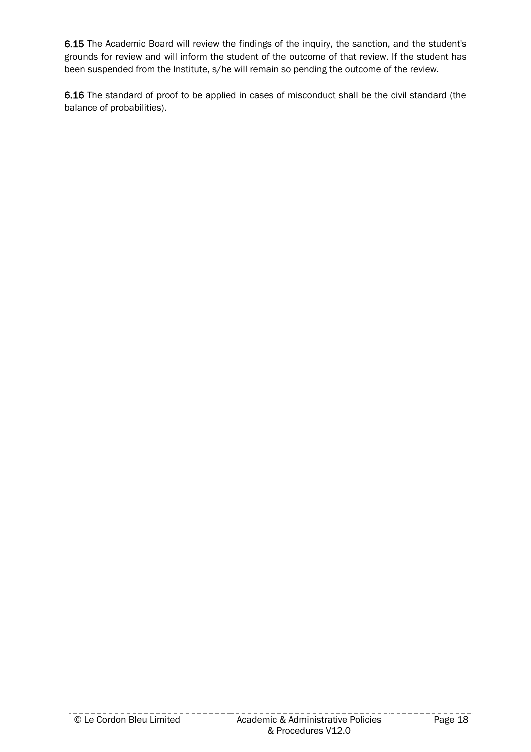**6.15** The Academic Board will review the findings of the inquiry, the sanction, and the student's grounds for review and will inform the student of the outcome of that review. If the student has been suspended from the Institute, s/he will remain so pending the outcome of the review.

**6.16** The standard of proof to be applied in cases of misconduct shall be the civil standard (the balance of probabilities).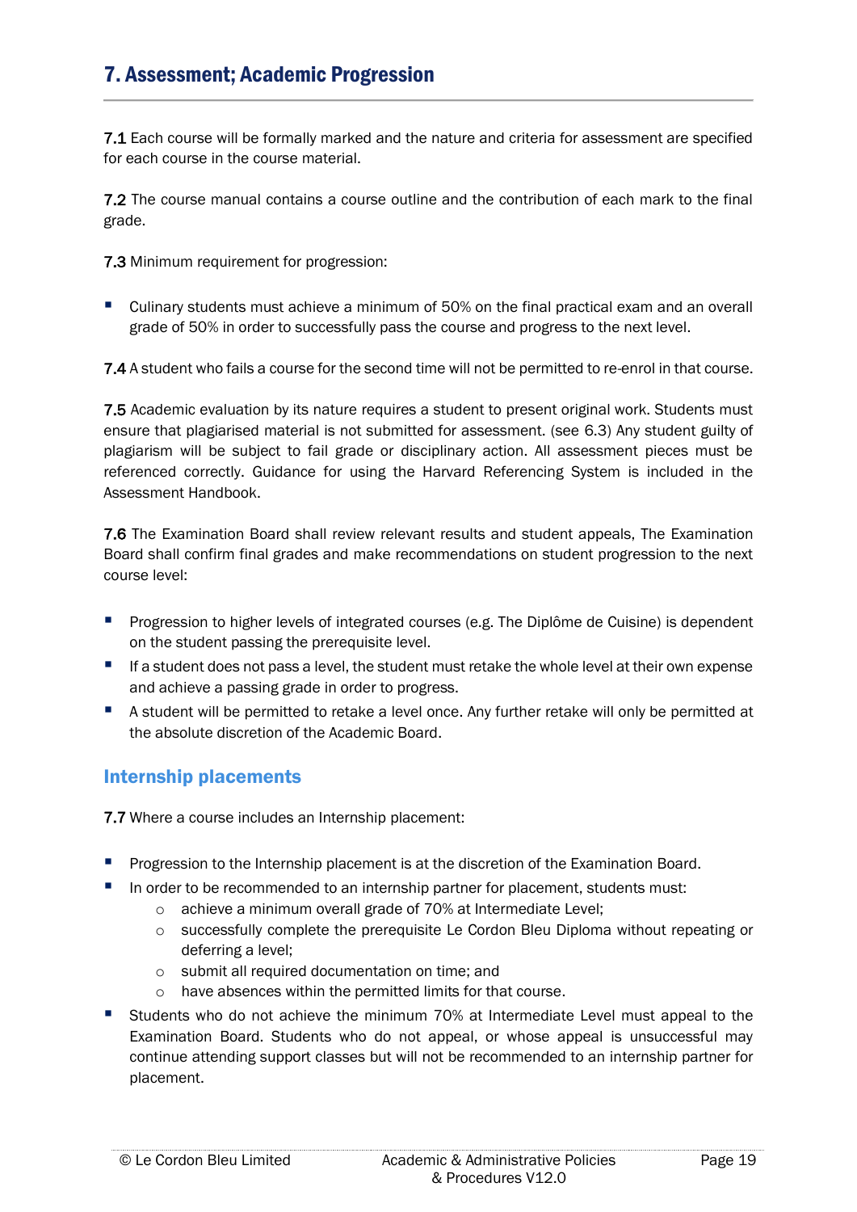## 7. Assessment; Academic Progression

**7.1** Each course will be formally marked and the nature and criteria for assessment are specified for each course in the course material.

**7.2** The course manual contains a course outline and the contribution of each mark to the final grade.

**7.3** Minimum requirement for progression:

- Culinary students must achieve a minimum of 50% on the final practical exam and an overall grade of 50% in order to successfully pass the course and progress to the next level.

**7.4** A student who fails a course for the second time will not be permitted to re-enrol in that course.

**7.5** Academic evaluation by its nature requires a student to present original work. Students must ensure that plagiarised material is not submitted for assessment. (see 6.3) Any student guilty of plagiarism will be subject to fail grade or disciplinary action. All assessment pieces must be referenced correctly. Guidance for using the Harvard Referencing System is included in the Assessment Handbook.

**7.6** The Examination Board shall review relevant results and student appeals, The Examination Board shall confirm final grades and make recommendations on student progression to the next course level:

- Progression to higher levels of integrated courses (e.g. The Diplôme de Cuisine) is dependent on the student passing the prerequisite level.
- If a student does not pass a level, the student must retake the whole level at their own expense and achieve a passing grade in order to progress.
- A student will be permitted to retake a level once. Any further retake will only be permitted at the absolute discretion of the Academic Board.

### Internship placements

**7.7** Where a course includes an Internship placement:

- Progression to the Internship placement is at the discretion of the Examination Board.
- In order to be recommended to an internship partner for placement, students must:
  - achieve a minimum overall grade of 70% at Intermediate Level;
  - successfully complete the prerequisite Le Cordon Bleu Diploma without repeating or deferring a level;
  - submit all required documentation on time; and
  - have absences within the permitted limits for that course.
- Students who do not achieve the minimum 70% at Intermediate Level must appeal to the Examination Board. Students who do not appeal, or whose appeal is unsuccessful may continue attending support classes but will not be recommended to an internship partner for placement.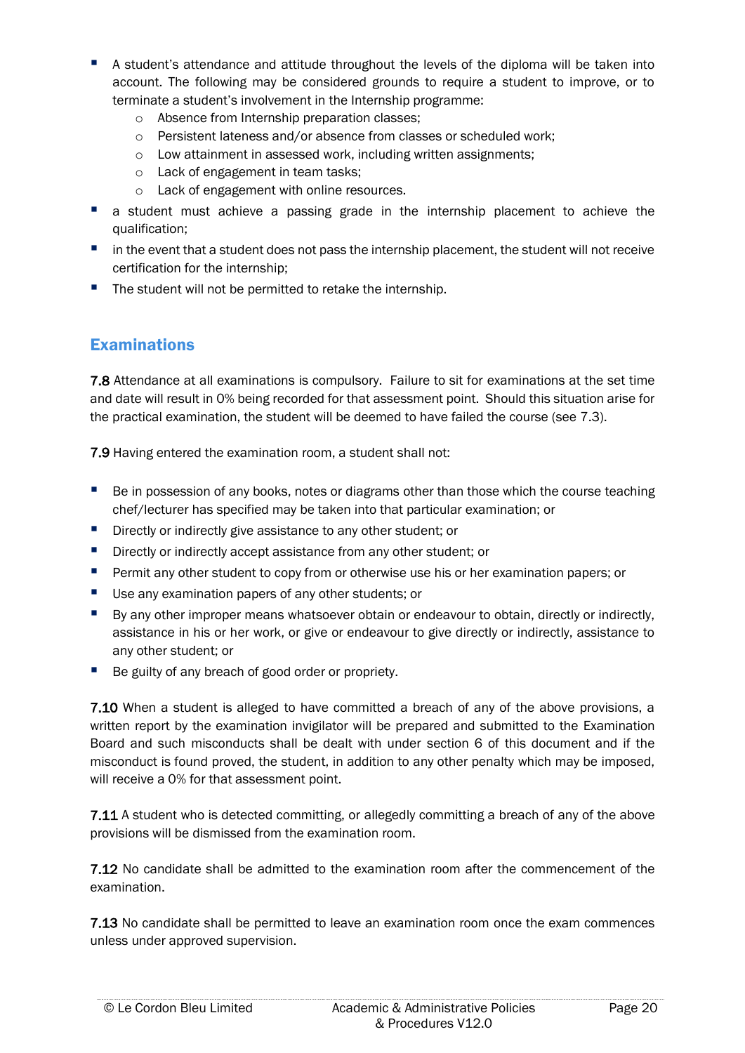- A student's attendance and attitude throughout the levels of the diploma will be taken into account. The following may be considered grounds to require a student to improve, or to terminate a student's involvement in the Internship programme:
  - Absence from Internship preparation classes;
  - Persistent lateness and/or absence from classes or scheduled work;
  - Low attainment in assessed work, including written assignments;
  - Lack of engagement in team tasks;
  - Lack of engagement with online resources.
- a student must achieve a passing grade in the internship placement to achieve the qualification;
- in the event that a student does not pass the internship placement, the student will not receive certification for the internship;
- The student will not be permitted to retake the internship.

## Examinations

**7.8** Attendance at all examinations is compulsory. Failure to sit for examinations at the set time and date will result in 0% being recorded for that assessment point. Should this situation arise for the practical examination, the student will be deemed to have failed the course (see 7.3).

**7.9** Having entered the examination room, a student shall not:

- Be in possession of any books, notes or diagrams other than those which the course teaching chef/lecturer has specified may be taken into that particular examination; or
- Directly or indirectly give assistance to any other student; or
- Directly or indirectly accept assistance from any other student; or
- Permit any other student to copy from or otherwise use his or her examination papers; or
- Use any examination papers of any other students; or
- By any other improper means whatsoever obtain or endeavour to obtain, directly or indirectly, assistance in his or her work, or give or endeavour to give directly or indirectly, assistance to any other student; or
- Be guilty of any breach of good order or propriety.

**7.10** When a student is alleged to have committed a breach of any of the above provisions, a written report by the examination invigilator will be prepared and submitted to the Examination Board and such misconducts shall be dealt with under section 6 of this document and if the misconduct is found proved, the student, in addition to any other penalty which may be imposed, will receive a 0% for that assessment point.

**7.11** A student who is detected committing, or allegedly committing a breach of any of the above provisions will be dismissed from the examination room.

**7.12** No candidate shall be admitted to the examination room after the commencement of the examination.

**7.13** No candidate shall be permitted to leave an examination room once the exam commences unless under approved supervision.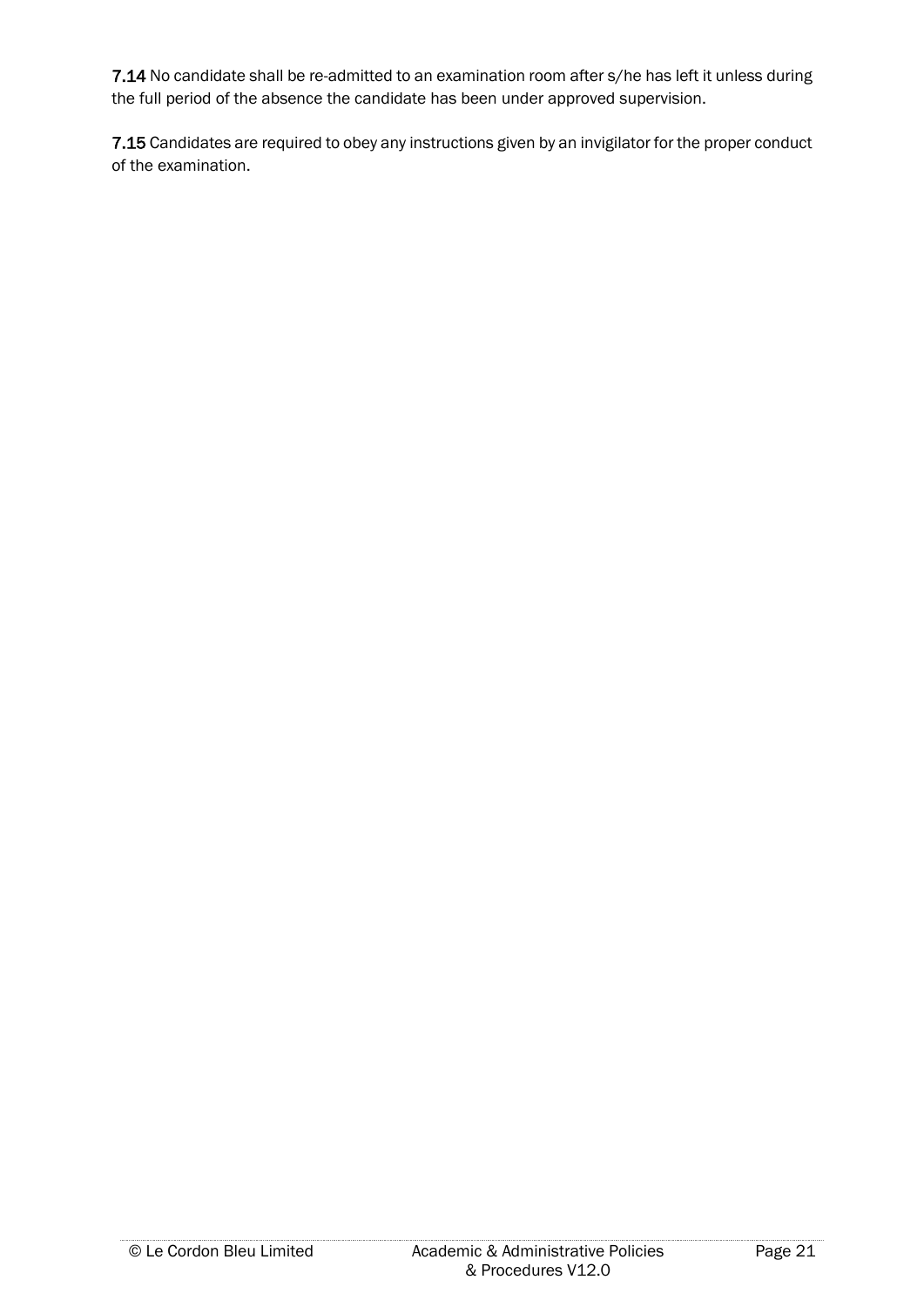**7.14** No candidate shall be re-admitted to an examination room after s/he has left it unless during the full period of the absence the candidate has been under approved supervision.

**7.15** Candidates are required to obey any instructions given by an invigilator for the proper conduct of the examination.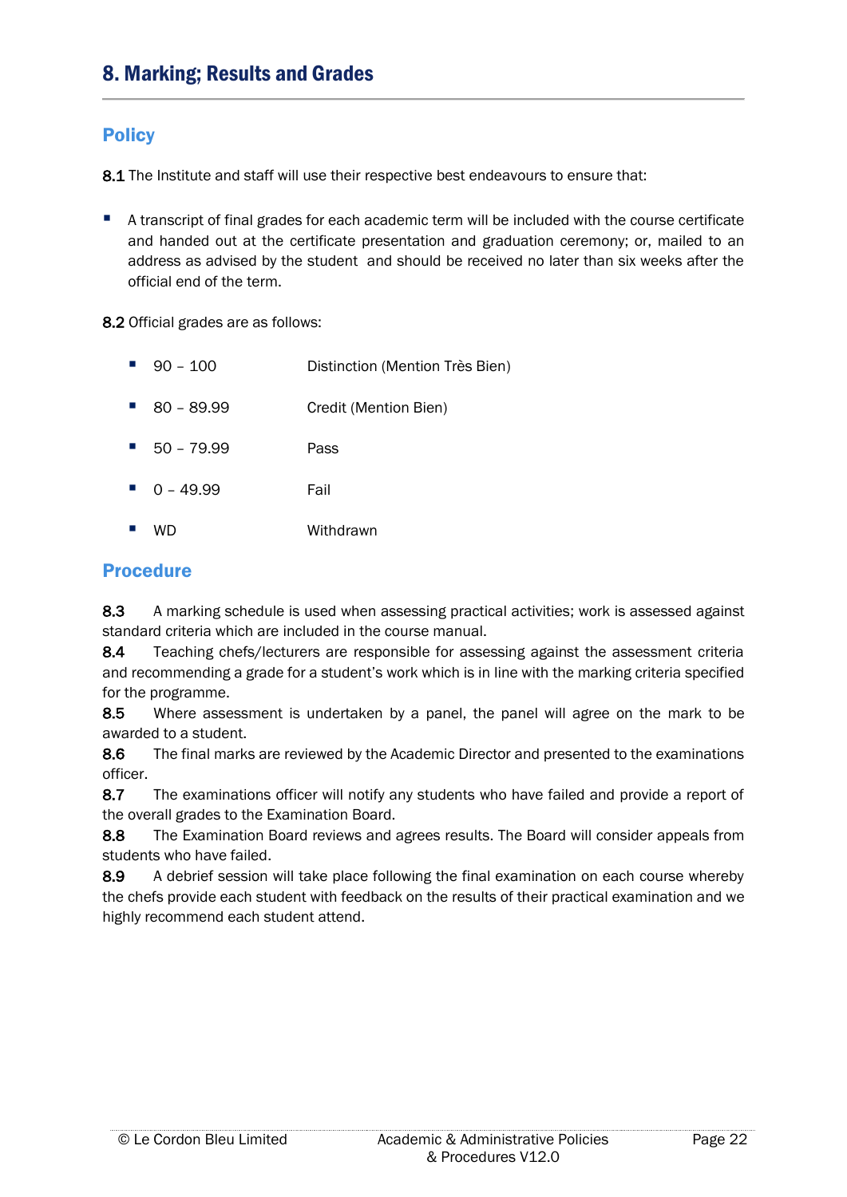## 8. Marking; Results and Grades

### Policy

**8.1** The Institute and staff will use their respective best endeavours to ensure that:

- A transcript of final grades for each academic term will be included with the course certificate and handed out at the certificate presentation and graduation ceremony; or, mailed to an address as advised by the student  and should be received no later than six weeks after the official end of the term.

**8.2** Official grades are as follows:

- 90 – 100 Distinction (Mention Très Bien)
- 80 – 89.99 Credit (Mention Bien)
- 50 – 79.99 Pass
- 0 – 49.99 Fail
- WD Withdrawn

### Procedure

**8.3** A marking schedule is used when assessing practical activities; work is assessed against standard criteria which are included in the course manual.

**8.4** Teaching chefs/lecturers are responsible for assessing against the assessment criteria and recommending a grade for a student's work which is in line with the marking criteria specified for the programme.

**8.5** Where assessment is undertaken by a panel, the panel will agree on the mark to be awarded to a student.

**8.6** The final marks are reviewed by the Academic Director and presented to the examinations officer.

**8.7** The examinations officer will notify any students who have failed and provide a report of the overall grades to the Examination Board.

**8.8** The Examination Board reviews and agrees results. The Board will consider appeals from students who have failed.

**8.9** A debrief session will take place following the final examination on each course whereby the chefs provide each student with feedback on the results of their practical examination and we highly recommend each student attend.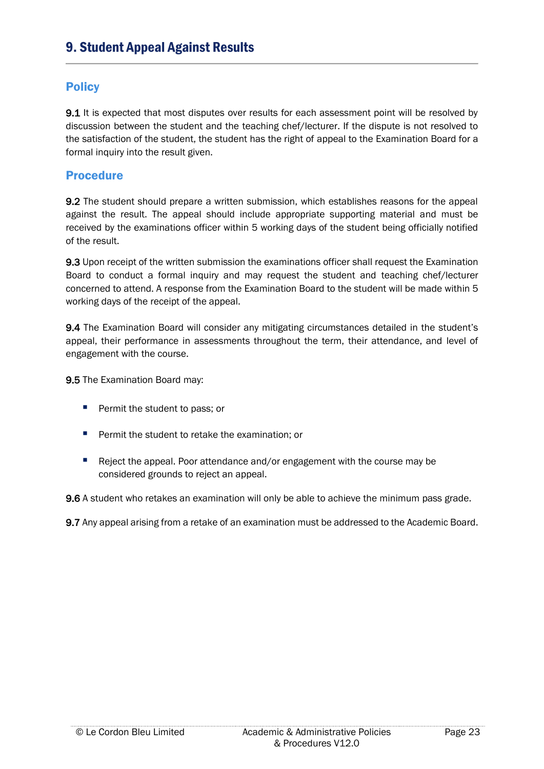## 9. Student Appeal Against Results

### Policy

**9.1** It is expected that most disputes over results for each assessment point will be resolved by discussion between the student and the teaching chef/lecturer. If the dispute is not resolved to the satisfaction of the student, the student has the right of appeal to the Examination Board for a formal inquiry into the result given.

### Procedure

**9.2** The student should prepare a written submission, which establishes reasons for the appeal against the result. The appeal should include appropriate supporting material and must be received by the examinations officer within 5 working days of the student being officially notified of the result.

**9.3** Upon receipt of the written submission the examinations officer shall request the Examination Board to conduct a formal inquiry and may request the student and teaching chef/lecturer concerned to attend. A response from the Examination Board to the student will be made within 5 working days of the receipt of the appeal.

**9.4** The Examination Board will consider any mitigating circumstances detailed in the student's appeal, their performance in assessments throughout the term, their attendance, and level of engagement with the course.

**9.5** The Examination Board may:

- Permit the student to pass; or
- Permit the student to retake the examination; or
- Reject the appeal. Poor attendance and/or engagement with the course may be considered grounds to reject an appeal.

**9.6** A student who retakes an examination will only be able to achieve the minimum pass grade.

**9.7** Any appeal arising from a retake of an examination must be addressed to the Academic Board.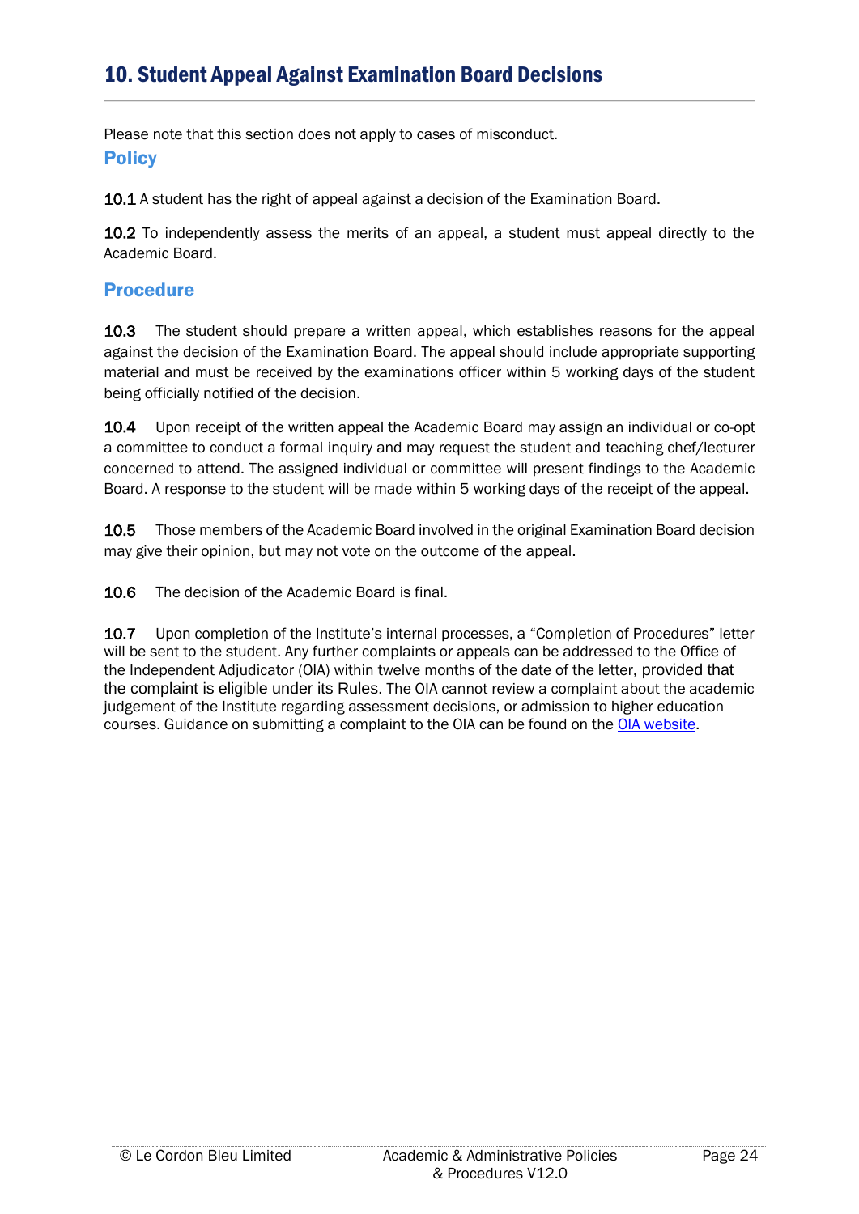## 10. Student Appeal Against Examination Board Decisions

Please note that this section does not apply to cases of misconduct.

### Policy

10.1 A student has the right of appeal against a decision of the Examination Board.

10.2 To independently assess the merits of an appeal, a student must appeal directly to the Academic Board.

### Procedure

10.3 The student should prepare a written appeal, which establishes reasons for the appeal against the decision of the Examination Board. The appeal should include appropriate supporting material and must be received by the examinations officer within 5 working days of the student being officially notified of the decision.

10.4 Upon receipt of the written appeal the Academic Board may assign an individual or co-opt a committee to conduct a formal inquiry and may request the student and teaching chef/lecturer concerned to attend. The assigned individual or committee will present findings to the Academic Board. A response to the student will be made within 5 working days of the receipt of the appeal.

10.5 Those members of the Academic Board involved in the original Examination Board decision may give their opinion, but may not vote on the outcome of the appeal.

10.6 The decision of the Academic Board is final.

10.7 Upon completion of the Institute's internal processes, a "Completion of Procedures" letter will be sent to the student. Any further complaints or appeals can be addressed to the Office of the Independent Adjudicator (OIA) within twelve months of the date of the letter, provided that the complaint is eligible under its Rules. The OIA cannot review a complaint about the academic judgement of the Institute regarding assessment decisions, or admission to higher education courses. Guidance on submitting a complaint to the OIA can be found on the OIA website.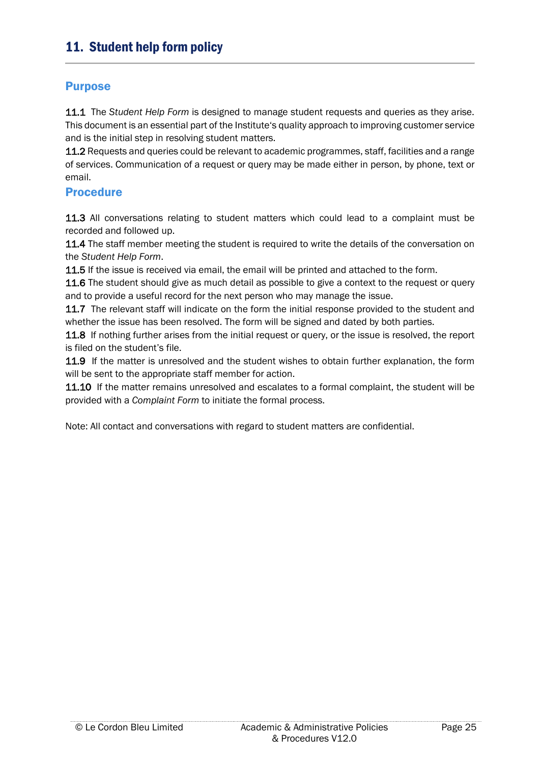## 11. Student help form policy

### Purpose

11.1 The *Student Help Form* is designed to manage student requests and queries as they arise. This document is an essential part of the Institute's quality approach to improving customer service and is the initial step in resolving student matters.

11.2 Requests and queries could be relevant to academic programmes, staff, facilities and a range of services. Communication of a request or query may be made either in person, by phone, text or email.

### Procedure

11.3 All conversations relating to student matters which could lead to a complaint must be recorded and followed up.

11.4 The staff member meeting the student is required to write the details of the conversation on the *Student Help Form*.

11.5 If the issue is received via email, the email will be printed and attached to the form.

11.6 The student should give as much detail as possible to give a context to the request or query and to provide a useful record for the next person who may manage the issue.

11.7 The relevant staff will indicate on the form the initial response provided to the student and whether the issue has been resolved. The form will be signed and dated by both parties.

11.8 If nothing further arises from the initial request or query, or the issue is resolved, the report is filed on the student's file.

11.9 If the matter is unresolved and the student wishes to obtain further explanation, the form will be sent to the appropriate staff member for action.

11.10 If the matter remains unresolved and escalates to a formal complaint, the student will be provided with a *Complaint Form* to initiate the formal process.

Note: All contact and conversations with regard to student matters are confidential.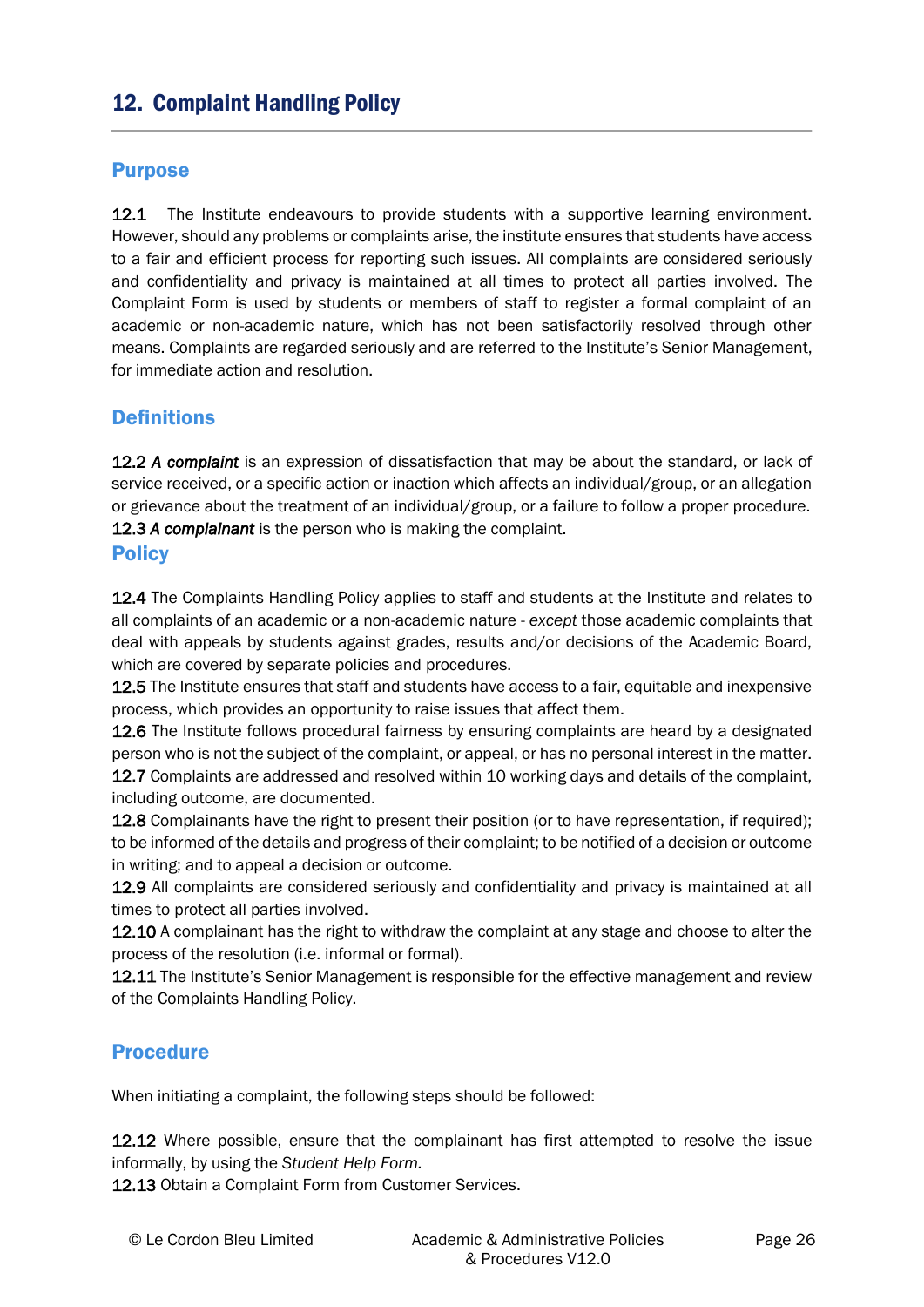## 12. Complaint Handling Policy

### Purpose

12.1 The Institute endeavours to provide students with a supportive learning environment. However, should any problems or complaints arise, the institute ensures that students have access to a fair and efficient process for reporting such issues. All complaints are considered seriously and confidentiality and privacy is maintained at all times to protect all parties involved. The Complaint Form is used by students or members of staff to register a formal complaint of an academic or non-academic nature, which has not been satisfactorily resolved through other means. Complaints are regarded seriously and are referred to the Institute's Senior Management, for immediate action and resolution.

### Definitions

12.2 ***A complaint*** is an expression of dissatisfaction that may be about the standard, or lack of service received, or a specific action or inaction which affects an individual/group, or an allegation or grievance about the treatment of an individual/group, or a failure to follow a proper procedure.
12.3 ***A complainant*** is the person who is making the complaint.

### Policy

12.4 The Complaints Handling Policy applies to staff and students at the Institute and relates to all complaints of an academic or a non-academic nature - *except* those academic complaints that deal with appeals by students against grades, results and/or decisions of the Academic Board, which are covered by separate policies and procedures.
12.5 The Institute ensures that staff and students have access to a fair, equitable and inexpensive process, which provides an opportunity to raise issues that affect them.
12.6 The Institute follows procedural fairness by ensuring complaints are heard by a designated person who is not the subject of the complaint, or appeal, or has no personal interest in the matter.
12.7 Complaints are addressed and resolved within 10 working days and details of the complaint, including outcome, are documented.
12.8 Complainants have the right to present their position (or to have representation, if required); to be informed of the details and progress of their complaint; to be notified of a decision or outcome in writing; and to appeal a decision or outcome.
12.9 All complaints are considered seriously and confidentiality and privacy is maintained at all times to protect all parties involved.
12.10 A complainant has the right to withdraw the complaint at any stage and choose to alter the process of the resolution (i.e. informal or formal).
12.11 The Institute's Senior Management is responsible for the effective management and review of the Complaints Handling Policy.

### Procedure

When initiating a complaint, the following steps should be followed:

12.12 Where possible, ensure that the complainant has first attempted to resolve the issue informally, by using the *Student Help Form.*
12.13 Obtain a Complaint Form from Customer Services.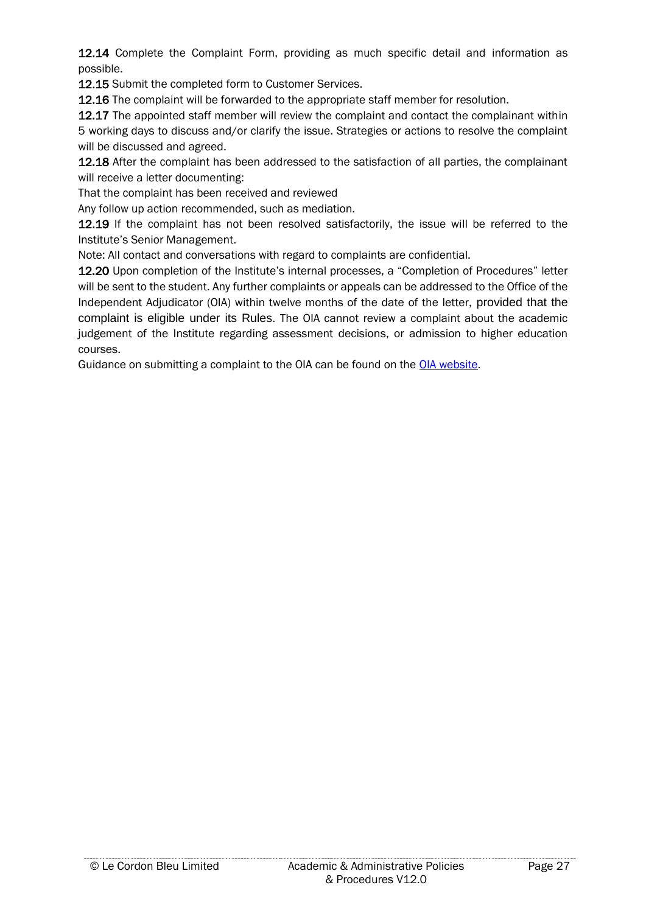**12.14** Complete the Complaint Form, providing as much specific detail and information as possible.

**12.15** Submit the completed form to Customer Services.

**12.16** The complaint will be forwarded to the appropriate staff member for resolution.

**12.17** The appointed staff member will review the complaint and contact the complainant within 5 working days to discuss and/or clarify the issue. Strategies or actions to resolve the complaint will be discussed and agreed.

**12.18** After the complaint has been addressed to the satisfaction of all parties, the complainant will receive a letter documenting:

That the complaint has been received and reviewed

Any follow up action recommended, such as mediation.

**12.19** If the complaint has not been resolved satisfactorily, the issue will be referred to the Institute's Senior Management.

Note: All contact and conversations with regard to complaints are confidential.

**12.20** Upon completion of the Institute's internal processes, a "Completion of Procedures" letter will be sent to the student. Any further complaints or appeals can be addressed to the Office of the Independent Adjudicator (OIA) within twelve months of the date of the letter, provided that the complaint is eligible under its Rules. The OIA cannot review a complaint about the academic judgement of the Institute regarding assessment decisions, or admission to higher education courses.

Guidance on submitting a complaint to the OIA can be found on the OIA website.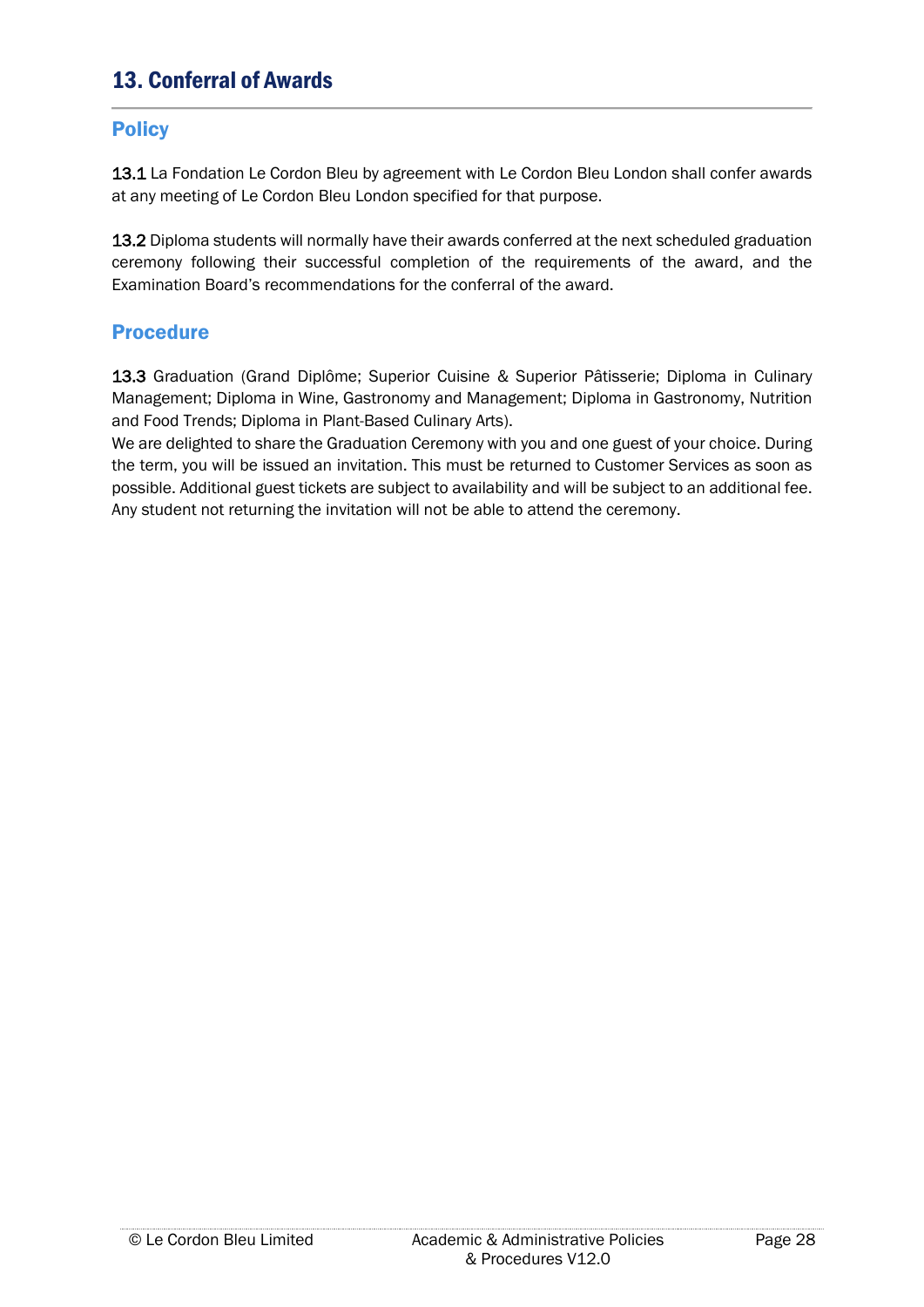## 13. Conferral of Awards

### Policy

13.1 La Fondation Le Cordon Bleu by agreement with Le Cordon Bleu London shall confer awards at any meeting of Le Cordon Bleu London specified for that purpose.

13.2 Diploma students will normally have their awards conferred at the next scheduled graduation ceremony following their successful completion of the requirements of the award, and the Examination Board's recommendations for the conferral of the award.

### Procedure

13.3 Graduation (Grand Diplôme; Superior Cuisine & Superior Pâtisserie; Diploma in Culinary Management; Diploma in Wine, Gastronomy and Management; Diploma in Gastronomy, Nutrition and Food Trends; Diploma in Plant-Based Culinary Arts).
We are delighted to share the Graduation Ceremony with you and one guest of your choice. During the term, you will be issued an invitation. This must be returned to Customer Services as soon as possible. Additional guest tickets are subject to availability and will be subject to an additional fee. Any student not returning the invitation will not be able to attend the ceremony.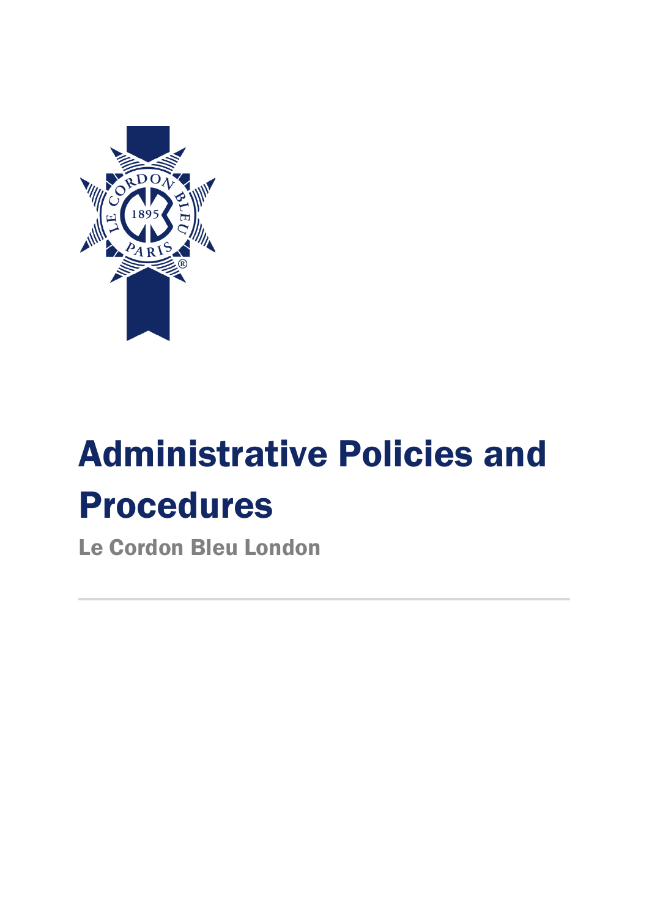# Administrative Policies and Procedures

Le Cordon Bleu London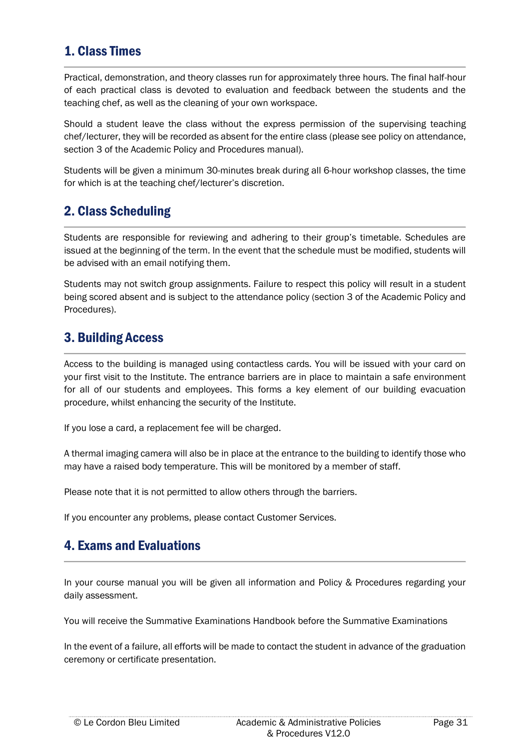## 1. Class Times

Practical, demonstration, and theory classes run for approximately three hours. The final half-hour of each practical class is devoted to evaluation and feedback between the students and the teaching chef, as well as the cleaning of your own workspace.

Should a student leave the class without the express permission of the supervising teaching chef/lecturer, they will be recorded as absent for the entire class (please see policy on attendance, section 3 of the Academic Policy and Procedures manual).

Students will be given a minimum 30-minutes break during all 6-hour workshop classes, the time for which is at the teaching chef/lecturer's discretion.

## 2. Class Scheduling

Students are responsible for reviewing and adhering to their group's timetable. Schedules are issued at the beginning of the term. In the event that the schedule must be modified, students will be advised with an email notifying them.

Students may not switch group assignments. Failure to respect this policy will result in a student being scored absent and is subject to the attendance policy (section 3 of the Academic Policy and Procedures).

## 3. Building Access

Access to the building is managed using contactless cards. You will be issued with your card on your first visit to the Institute. The entrance barriers are in place to maintain a safe environment for all of our students and employees. This forms a key element of our building evacuation procedure, whilst enhancing the security of the Institute.

If you lose a card, a replacement fee will be charged.

A thermal imaging camera will also be in place at the entrance to the building to identify those who may have a raised body temperature. This will be monitored by a member of staff.

Please note that it is not permitted to allow others through the barriers.

If you encounter any problems, please contact Customer Services.

## 4. Exams and Evaluations

In your course manual you will be given all information and Policy & Procedures regarding your daily assessment.

You will receive the Summative Examinations Handbook before the Summative Examinations

In the event of a failure, all efforts will be made to contact the student in advance of the graduation ceremony or certificate presentation.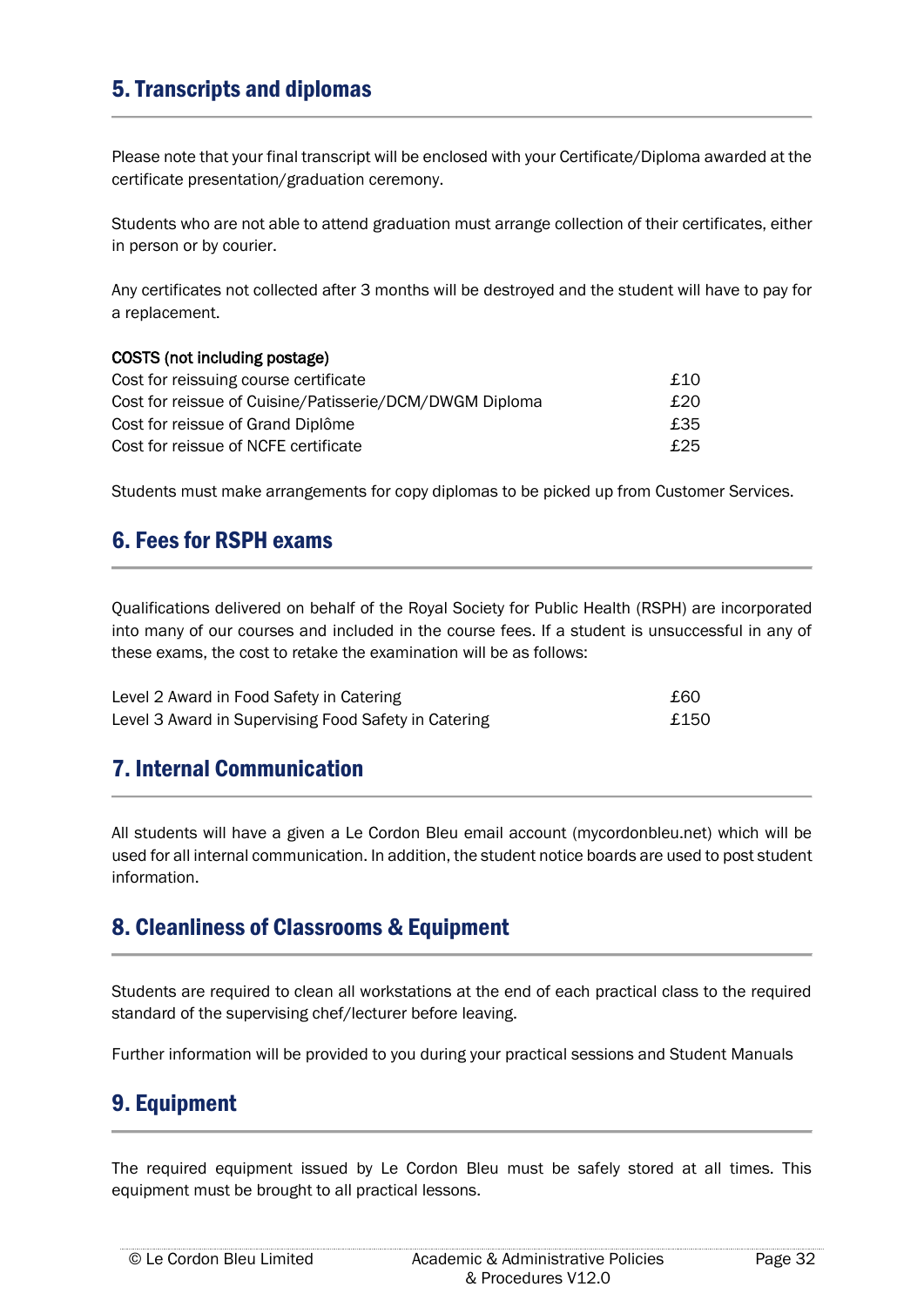## 5. Transcripts and diplomas

Please note that your final transcript will be enclosed with your Certificate/Diploma awarded at the certificate presentation/graduation ceremony.

Students who are not able to attend graduation must arrange collection of their certificates, either in person or by courier.

Any certificates not collected after 3 months will be destroyed and the student will have to pay for a replacement.

| COSTS (not including postage) | |
|---|---|
| Cost for reissuing course certificate | £10 |
| Cost for reissue of Cuisine/Patisserie/DCM/DWGM Diploma | £20 |
| Cost for reissue of Grand Diplôme | £35 |
| Cost for reissue of NCFE certificate | £25 |

Students must make arrangements for copy diplomas to be picked up from Customer Services.

## 6. Fees for RSPH exams

Qualifications delivered on behalf of the Royal Society for Public Health (RSPH) are incorporated into many of our courses and included in the course fees. If a student is unsuccessful in any of these exams, the cost to retake the examination will be as follows:

| | |
|---|---|
| Level 2 Award in Food Safety in Catering | £60 |
| Level 3 Award in Supervising Food Safety in Catering | £150 |

## 7. Internal Communication

All students will have a given a Le Cordon Bleu email account (mycordonbleu.net) which will be used for all internal communication. In addition, the student notice boards are used to post student information.

## 8. Cleanliness of Classrooms & Equipment

Students are required to clean all workstations at the end of each practical class to the required standard of the supervising chef/lecturer before leaving.

Further information will be provided to you during your practical sessions and Student Manuals

## 9. Equipment

The required equipment issued by Le Cordon Bleu must be safely stored at all times. This equipment must be brought to all practical lessons.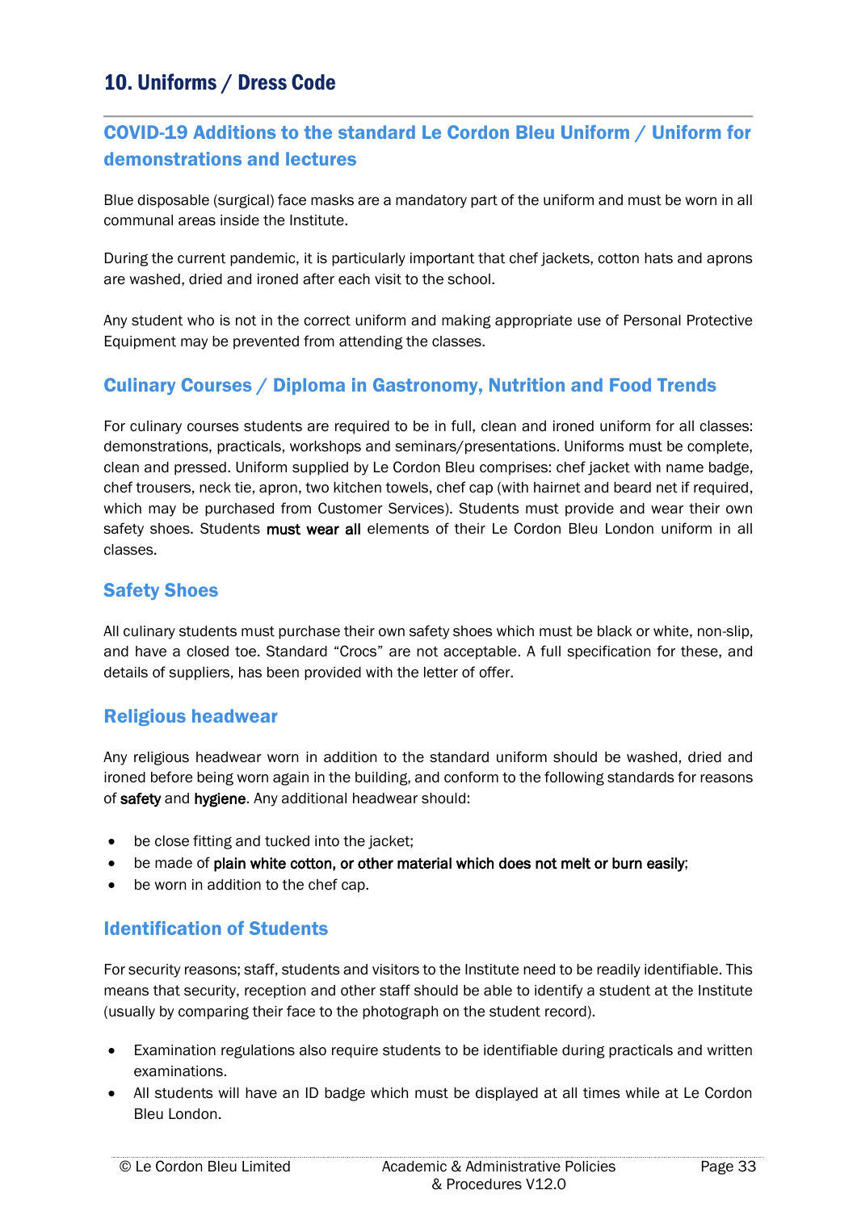## 10. Uniforms / Dress Code

### COVID-19 Additions to the standard Le Cordon Bleu Uniform / Uniform for demonstrations and lectures

Blue disposable (surgical) face masks are a mandatory part of the uniform and must be worn in all communal areas inside the Institute.

During the current pandemic, it is particularly important that chef jackets, cotton hats and aprons are washed, dried and ironed after each visit to the school.

Any student who is not in the correct uniform and making appropriate use of Personal Protective Equipment may be prevented from attending the classes.

### Culinary Courses / Diploma in Gastronomy, Nutrition and Food Trends

For culinary courses students are required to be in full, clean and ironed uniform for all classes: demonstrations, practicals, workshops and seminars/presentations. Uniforms must be complete, clean and pressed. Uniform supplied by Le Cordon Bleu comprises: chef jacket with name badge, chef trousers, neck tie, apron, two kitchen towels, chef cap (with hairnet and beard net if required, which may be purchased from Customer Services). Students must provide and wear their own safety shoes. Students **must wear all** elements of their Le Cordon Bleu London uniform in all classes.

### Safety Shoes

All culinary students must purchase their own safety shoes which must be black or white, non-slip, and have a closed toe. Standard "Crocs" are not acceptable. A full specification for these, and details of suppliers, has been provided with the letter of offer.

### Religious headwear

Any religious headwear worn in addition to the standard uniform should be washed, dried and ironed before being worn again in the building, and conform to the following standards for reasons of **safety** and **hygiene**. Any additional headwear should:

- be close fitting and tucked into the jacket;
- be made of **plain white cotton, or other material which does not melt or burn easily**;
- be worn in addition to the chef cap.

### Identification of Students

For security reasons; staff, students and visitors to the Institute need to be readily identifiable. This means that security, reception and other staff should be able to identify a student at the Institute (usually by comparing their face to the photograph on the student record).

- Examination regulations also require students to be identifiable during practicals and written examinations.
- All students will have an ID badge which must be displayed at all times while at Le Cordon Bleu London.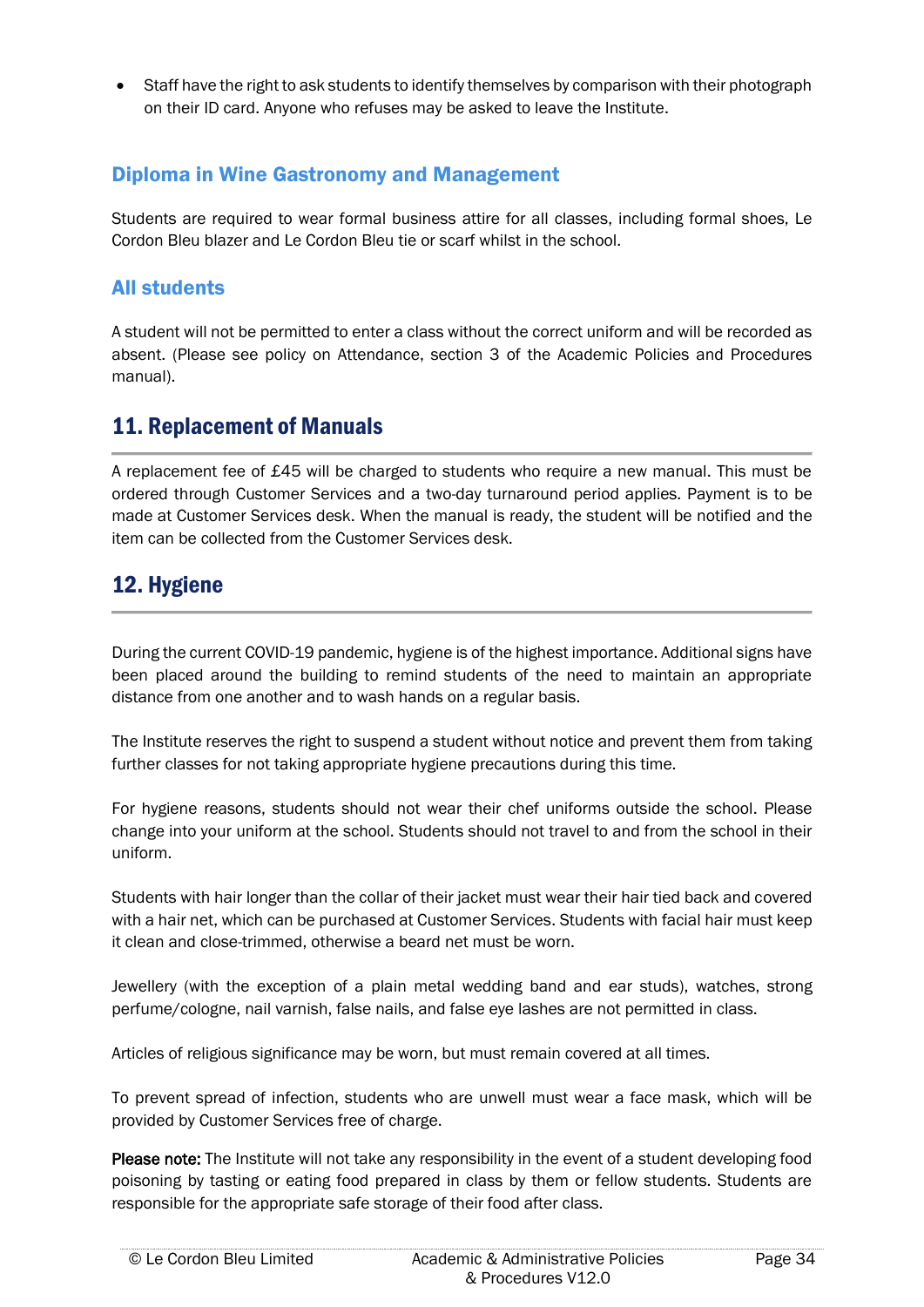- Staff have the right to ask students to identify themselves by comparison with their photograph on their ID card. Anyone who refuses may be asked to leave the Institute.

### Diploma in Wine Gastronomy and Management

Students are required to wear formal business attire for all classes, including formal shoes, Le Cordon Bleu blazer and Le Cordon Bleu tie or scarf whilst in the school.

### All students

A student will not be permitted to enter a class without the correct uniform and will be recorded as absent. (Please see policy on Attendance, section 3 of the Academic Policies and Procedures manual).

## 11. Replacement of Manuals

A replacement fee of £45 will be charged to students who require a new manual. This must be ordered through Customer Services and a two-day turnaround period applies. Payment is to be made at Customer Services desk. When the manual is ready, the student will be notified and the item can be collected from the Customer Services desk.

## 12. Hygiene

During the current COVID-19 pandemic, hygiene is of the highest importance. Additional signs have been placed around the building to remind students of the need to maintain an appropriate distance from one another and to wash hands on a regular basis.

The Institute reserves the right to suspend a student without notice and prevent them from taking further classes for not taking appropriate hygiene precautions during this time.

For hygiene reasons, students should not wear their chef uniforms outside the school. Please change into your uniform at the school. Students should not travel to and from the school in their uniform.

Students with hair longer than the collar of their jacket must wear their hair tied back and covered with a hair net, which can be purchased at Customer Services. Students with facial hair must keep it clean and close-trimmed, otherwise a beard net must be worn.

Jewellery (with the exception of a plain metal wedding band and ear studs), watches, strong perfume/cologne, nail varnish, false nails, and false eye lashes are not permitted in class.

Articles of religious significance may be worn, but must remain covered at all times.

To prevent spread of infection, students who are unwell must wear a face mask, which will be provided by Customer Services free of charge.

**Please note:** The Institute will not take any responsibility in the event of a student developing food poisoning by tasting or eating food prepared in class by them or fellow students. Students are responsible for the appropriate safe storage of their food after class.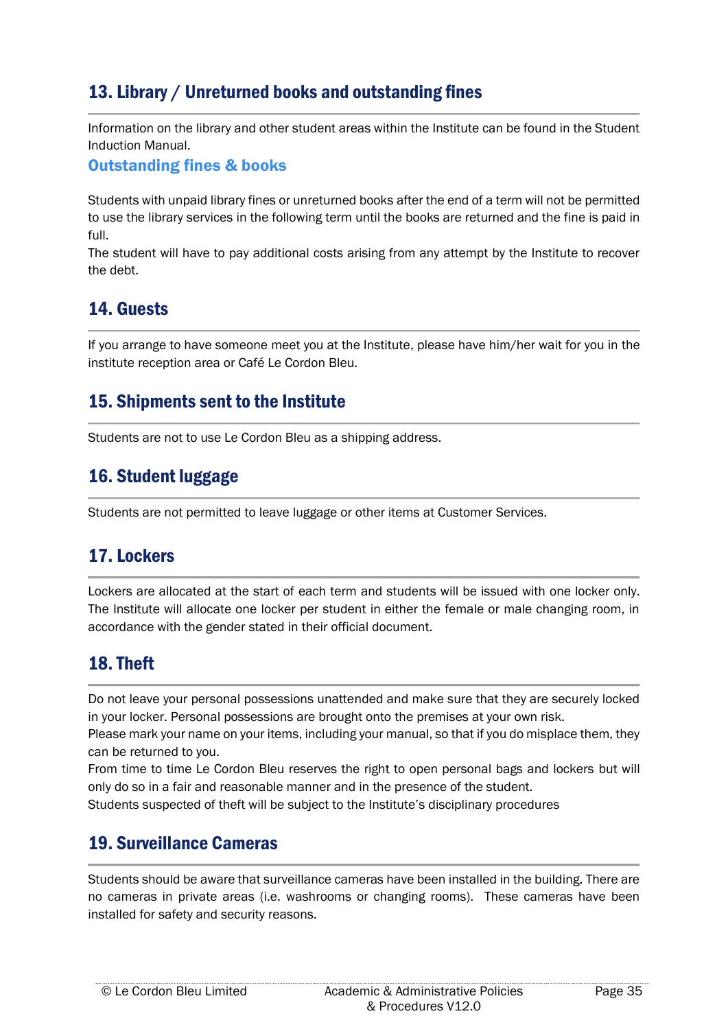## 13. Library / Unreturned books and outstanding fines

Information on the library and other student areas within the Institute can be found in the Student Induction Manual.

### Outstanding fines & books

Students with unpaid library fines or unreturned books after the end of a term will not be permitted to use the library services in the following term until the books are returned and the fine is paid in full.

The student will have to pay additional costs arising from any attempt by the Institute to recover the debt.

## 14. Guests

If you arrange to have someone meet you at the Institute, please have him/her wait for you in the institute reception area or Café Le Cordon Bleu.

## 15. Shipments sent to the Institute

Students are not to use Le Cordon Bleu as a shipping address.

## 16. Student luggage

Students are not permitted to leave luggage or other items at Customer Services.

## 17. Lockers

Lockers are allocated at the start of each term and students will be issued with one locker only. The Institute will allocate one locker per student in either the female or male changing room, in accordance with the gender stated in their official document.

## 18. Theft

Do not leave your personal possessions unattended and make sure that they are securely locked in your locker. Personal possessions are brought onto the premises at your own risk.

Please mark your name on your items, including your manual, so that if you do misplace them, they can be returned to you.

From time to time Le Cordon Bleu reserves the right to open personal bags and lockers but will only do so in a fair and reasonable manner and in the presence of the student.

Students suspected of theft will be subject to the Institute's disciplinary procedures

## 19. Surveillance Cameras

Students should be aware that surveillance cameras have been installed in the building. There are no cameras in private areas (i.e. washrooms or changing rooms). These cameras have been installed for safety and security reasons.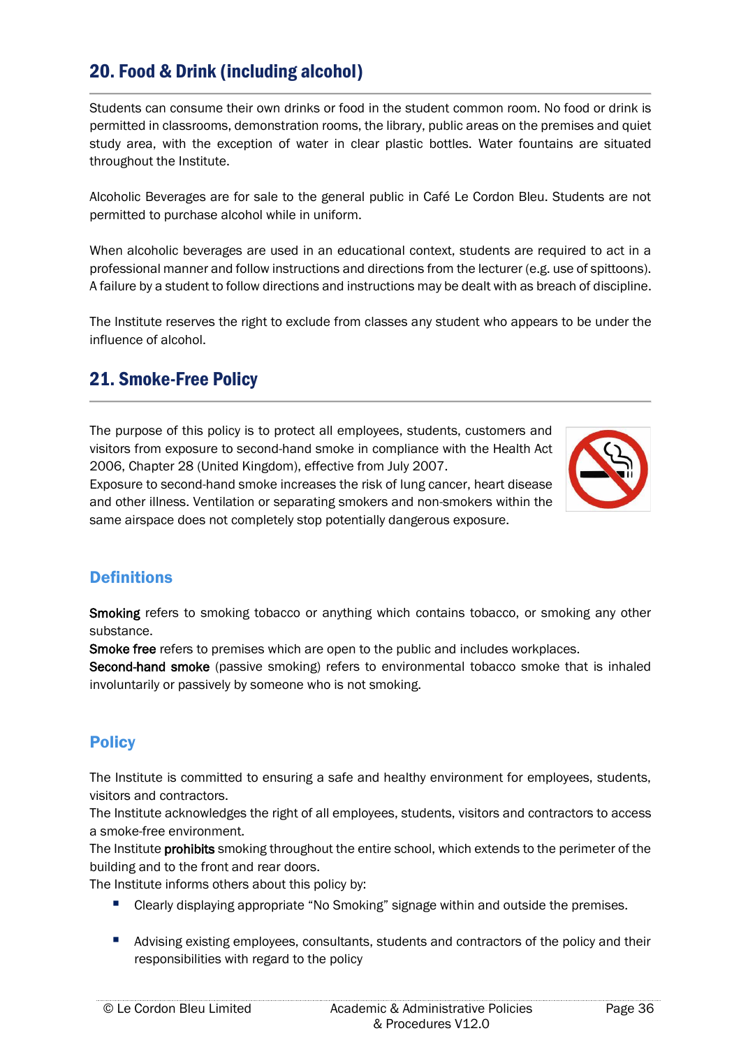## 20. Food & Drink (including alcohol)

Students can consume their own drinks or food in the student common room. No food or drink is permitted in classrooms, demonstration rooms, the library, public areas on the premises and quiet study area, with the exception of water in clear plastic bottles. Water fountains are situated throughout the Institute.

Alcoholic Beverages are for sale to the general public in Café Le Cordon Bleu. Students are not permitted to purchase alcohol while in uniform.

When alcoholic beverages are used in an educational context, students are required to act in a professional manner and follow instructions and directions from the lecturer (e.g. use of spittoons). A failure by a student to follow directions and instructions may be dealt with as breach of discipline.

The Institute reserves the right to exclude from classes any student who appears to be under the influence of alcohol.

## 21. Smoke-Free Policy

The purpose of this policy is to protect all employees, students, customers and visitors from exposure to second-hand smoke in compliance with the Health Act 2006, Chapter 28 (United Kingdom), effective from July 2007.
Exposure to second-hand smoke increases the risk of lung cancer, heart disease and other illness. Ventilation or separating smokers and non-smokers within the same airspace does not completely stop potentially dangerous exposure.

### Definitions

**Smoking** refers to smoking tobacco or anything which contains tobacco, or smoking any other substance.
**Smoke free** refers to premises which are open to the public and includes workplaces.
**Second-hand smoke** (passive smoking) refers to environmental tobacco smoke that is inhaled involuntarily or passively by someone who is not smoking.

### Policy

The Institute is committed to ensuring a safe and healthy environment for employees, students, visitors and contractors.
The Institute acknowledges the right of all employees, students, visitors and contractors to access a smoke-free environment.
The Institute **prohibits** smoking throughout the entire school, which extends to the perimeter of the building and to the front and rear doors.
The Institute informs others about this policy by:

- Clearly displaying appropriate "No Smoking" signage within and outside the premises.
- Advising existing employees, consultants, students and contractors of the policy and their responsibilities with regard to the policy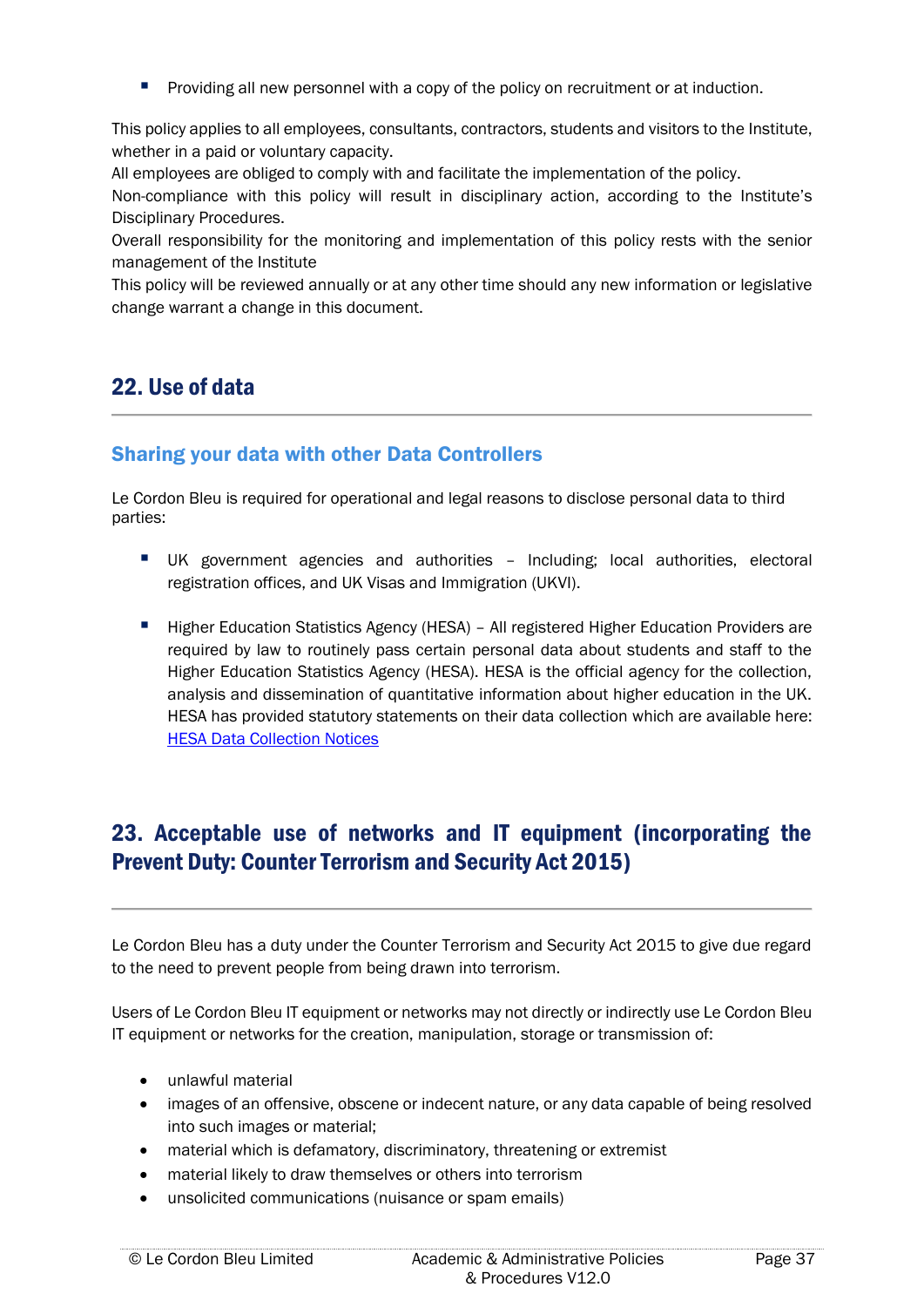- Providing all new personnel with a copy of the policy on recruitment or at induction.

This policy applies to all employees, consultants, contractors, students and visitors to the Institute, whether in a paid or voluntary capacity.
All employees are obliged to comply with and facilitate the implementation of the policy.
Non-compliance with this policy will result in disciplinary action, according to the Institute's Disciplinary Procedures.
Overall responsibility for the monitoring and implementation of this policy rests with the senior management of the Institute
This policy will be reviewed annually or at any other time should any new information or legislative change warrant a change in this document.

## 22. Use of data

### Sharing your data with other Data Controllers

Le Cordon Bleu is required for operational and legal reasons to disclose personal data to third parties:

- UK government agencies and authorities – Including; local authorities, electoral registration offices, and UK Visas and Immigration (UKVI).

- Higher Education Statistics Agency (HESA) – All registered Higher Education Providers are required by law to routinely pass certain personal data about students and staff to the Higher Education Statistics Agency (HESA). HESA is the official agency for the collection, analysis and dissemination of quantitative information about higher education in the UK. HESA has provided statutory statements on their data collection which are available here: HESA Data Collection Notices

## 23. Acceptable use of networks and IT equipment (incorporating the Prevent Duty: Counter Terrorism and Security Act 2015)

Le Cordon Bleu has a duty under the Counter Terrorism and Security Act 2015 to give due regard to the need to prevent people from being drawn into terrorism.

Users of Le Cordon Bleu IT equipment or networks may not directly or indirectly use Le Cordon Bleu IT equipment or networks for the creation, manipulation, storage or transmission of:

- unlawful material
- images of an offensive, obscene or indecent nature, or any data capable of being resolved into such images or material;
- material which is defamatory, discriminatory, threatening or extremist
- material likely to draw themselves or others into terrorism
- unsolicited communications (nuisance or spam emails)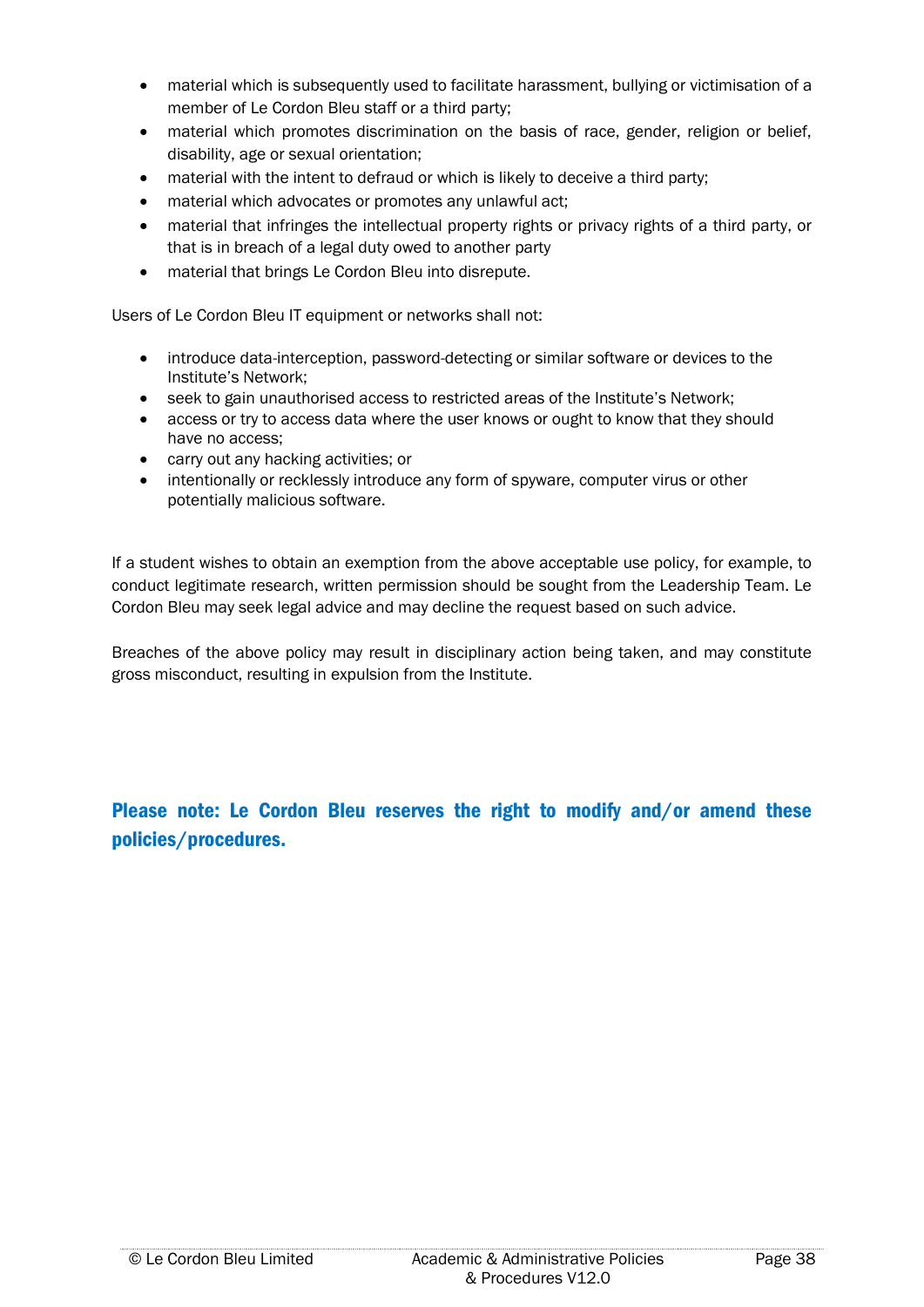- material which is subsequently used to facilitate harassment, bullying or victimisation of a member of Le Cordon Bleu staff or a third party;
- material which promotes discrimination on the basis of race, gender, religion or belief, disability, age or sexual orientation;
- material with the intent to defraud or which is likely to deceive a third party;
- material which advocates or promotes any unlawful act;
- material that infringes the intellectual property rights or privacy rights of a third party, or that is in breach of a legal duty owed to another party
- material that brings Le Cordon Bleu into disrepute.

Users of Le Cordon Bleu IT equipment or networks shall not:

- introduce data-interception, password-detecting or similar software or devices to the Institute's Network;
- seek to gain unauthorised access to restricted areas of the Institute's Network;
- access or try to access data where the user knows or ought to know that they should have no access;
- carry out any hacking activities; or
- intentionally or recklessly introduce any form of spyware, computer virus or other potentially malicious software.

If a student wishes to obtain an exemption from the above acceptable use policy, for example, to conduct legitimate research, written permission should be sought from the Leadership Team. Le Cordon Bleu may seek legal advice and may decline the request based on such advice.

Breaches of the above policy may result in disciplinary action being taken, and may constitute gross misconduct, resulting in expulsion from the Institute.

**Please note: Le Cordon Bleu reserves the right to modify and/or amend these policies/procedures.**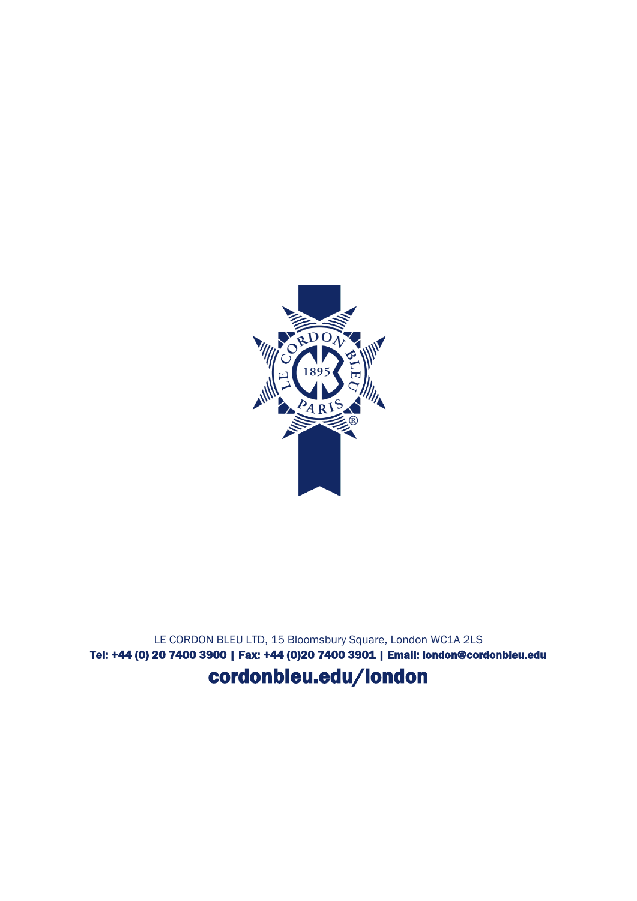LE CORDON BLEU LTD, 15 Bloomsbury Square, London WC1A 2LS

**Tel: +44 (0) 20 7400 3900 | Fax: +44 (0)20 7400 3901 | Email: london@cordonbleu.edu**

**cordonbleu.edu/london**